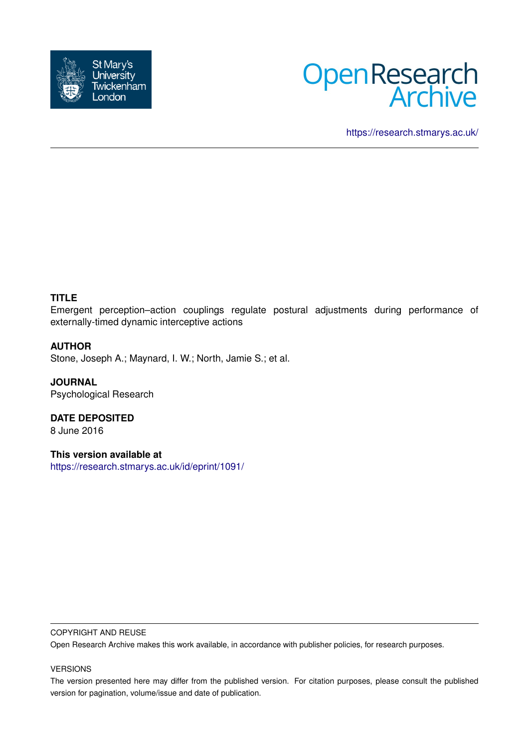St Mary's University Twickenham London

Open Research Archive

https://research.stmarys.ac.uk/

**TITLE**

Emergent perception–action couplings regulate postural adjustments during performance of externally-timed dynamic interceptive actions

**AUTHOR**

Stone, Joseph A.; Maynard, I. W.; North, Jamie S.; et al.

**JOURNAL**

Psychological Research

**DATE DEPOSITED**

8 June 2016

**This version available at**

https://research.stmarys.ac.uk/id/eprint/1091/

COPYRIGHT AND REUSE

Open Research Archive makes this work available, in accordance with publisher policies, for research purposes.

VERSIONS

The version presented here may differ from the published version. For citation purposes, please consult the published version for pagination, volume/issue and date of publication.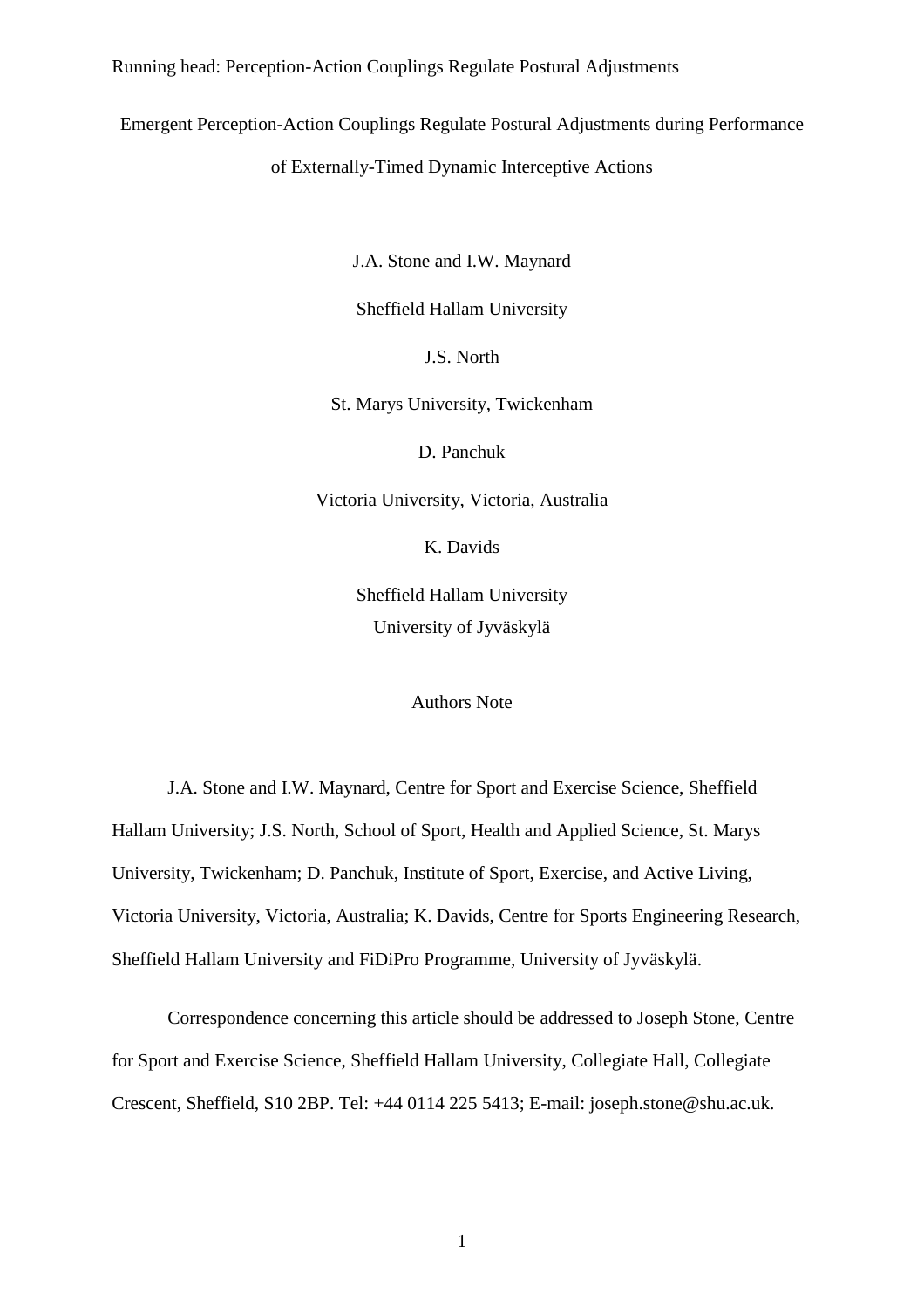# Emergent Perception-Action Couplings Regulate Postural Adjustments during Performance of Externally-Timed Dynamic Interceptive Actions

J.A. Stone and I.W. Maynard

Sheffield Hallam University

J.S. North

St. Marys University, Twickenham

D. Panchuk

Victoria University, Victoria, Australia

K. Davids

Sheffield Hallam University

University of Jyväskylä

Authors Note

J.A. Stone and I.W. Maynard, Centre for Sport and Exercise Science, Sheffield Hallam University; J.S. North, School of Sport, Health and Applied Science, St. Marys University, Twickenham; D. Panchuk, Institute of Sport, Exercise, and Active Living, Victoria University, Victoria, Australia; K. Davids, Centre for Sports Engineering Research, Sheffield Hallam University and FiDiPro Programme, University of Jyväskylä.

Correspondence concerning this article should be addressed to Joseph Stone, Centre for Sport and Exercise Science, Sheffield Hallam University, Collegiate Hall, Collegiate Crescent, Sheffield, S10 2BP. Tel: +44 0114 225 5413; E-mail: joseph.stone@shu.ac.uk.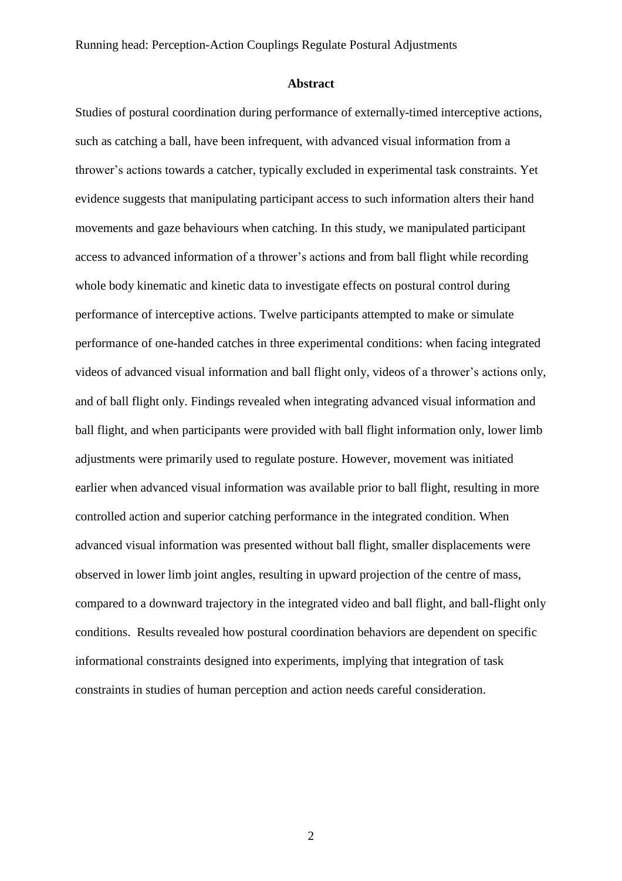**Abstract**

Studies of postural coordination during performance of externally-timed interceptive actions, such as catching a ball, have been infrequent, with advanced visual information from a thrower's actions towards a catcher, typically excluded in experimental task constraints. Yet evidence suggests that manipulating participant access to such information alters their hand movements and gaze behaviours when catching. In this study, we manipulated participant access to advanced information of a thrower's actions and from ball flight while recording whole body kinematic and kinetic data to investigate effects on postural control during performance of interceptive actions. Twelve participants attempted to make or simulate performance of one-handed catches in three experimental conditions: when facing integrated videos of advanced visual information and ball flight only, videos of a thrower's actions only, and of ball flight only. Findings revealed when integrating advanced visual information and ball flight, and when participants were provided with ball flight information only, lower limb adjustments were primarily used to regulate posture. However, movement was initiated earlier when advanced visual information was available prior to ball flight, resulting in more controlled action and superior catching performance in the integrated condition. When advanced visual information was presented without ball flight, smaller displacements were observed in lower limb joint angles, resulting in upward projection of the centre of mass, compared to a downward trajectory in the integrated video and ball flight, and ball-flight only conditions. Results revealed how postural coordination behaviors are dependent on specific informational constraints designed into experiments, implying that integration of task constraints in studies of human perception and action needs careful consideration.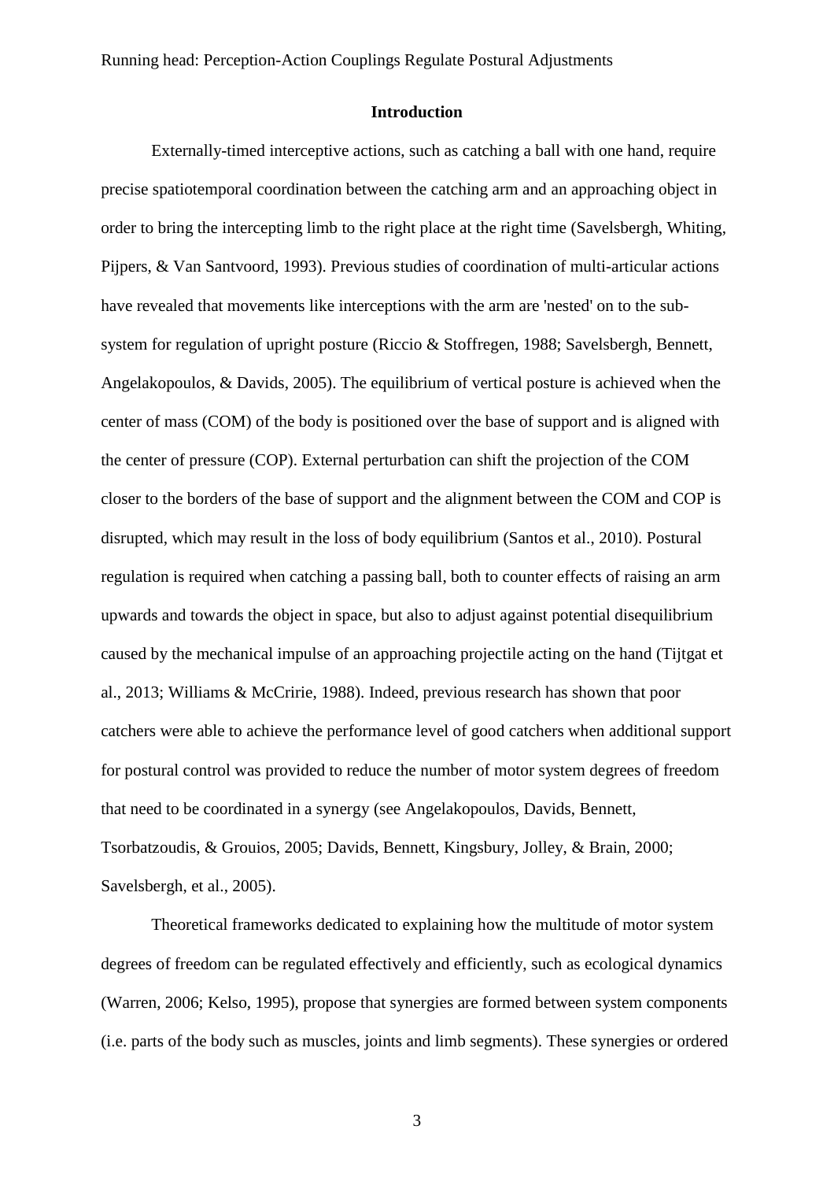## Introduction

Externally-timed interceptive actions, such as catching a ball with one hand, require precise spatiotemporal coordination between the catching arm and an approaching object in order to bring the intercepting limb to the right place at the right time (Savelsbergh, Whiting, Pijpers, & Van Santvoord, 1993). Previous studies of coordination of multi-articular actions have revealed that movements like interceptions with the arm are 'nested' on to the sub-system for regulation of upright posture (Riccio & Stoffregen, 1988; Savelsbergh, Bennett, Angelakopoulos, & Davids, 2005). The equilibrium of vertical posture is achieved when the center of mass (COM) of the body is positioned over the base of support and is aligned with the center of pressure (COP). External perturbation can shift the projection of the COM closer to the borders of the base of support and the alignment between the COM and COP is disrupted, which may result in the loss of body equilibrium (Santos et al., 2010). Postural regulation is required when catching a passing ball, both to counter effects of raising an arm upwards and towards the object in space, but also to adjust against potential disequilibrium caused by the mechanical impulse of an approaching projectile acting on the hand (Tijtgat et al., 2013; Williams & McCririe, 1988). Indeed, previous research has shown that poor catchers were able to achieve the performance level of good catchers when additional support for postural control was provided to reduce the number of motor system degrees of freedom that need to be coordinated in a synergy (see Angelakopoulos, Davids, Bennett, Tsorbatzoudis, & Grouios, 2005; Davids, Bennett, Kingsbury, Jolley, & Brain, 2000; Savelsbergh, et al., 2005).

Theoretical frameworks dedicated to explaining how the multitude of motor system degrees of freedom can be regulated effectively and efficiently, such as ecological dynamics (Warren, 2006; Kelso, 1995), propose that synergies are formed between system components (i.e. parts of the body such as muscles, joints and limb segments). These synergies or ordered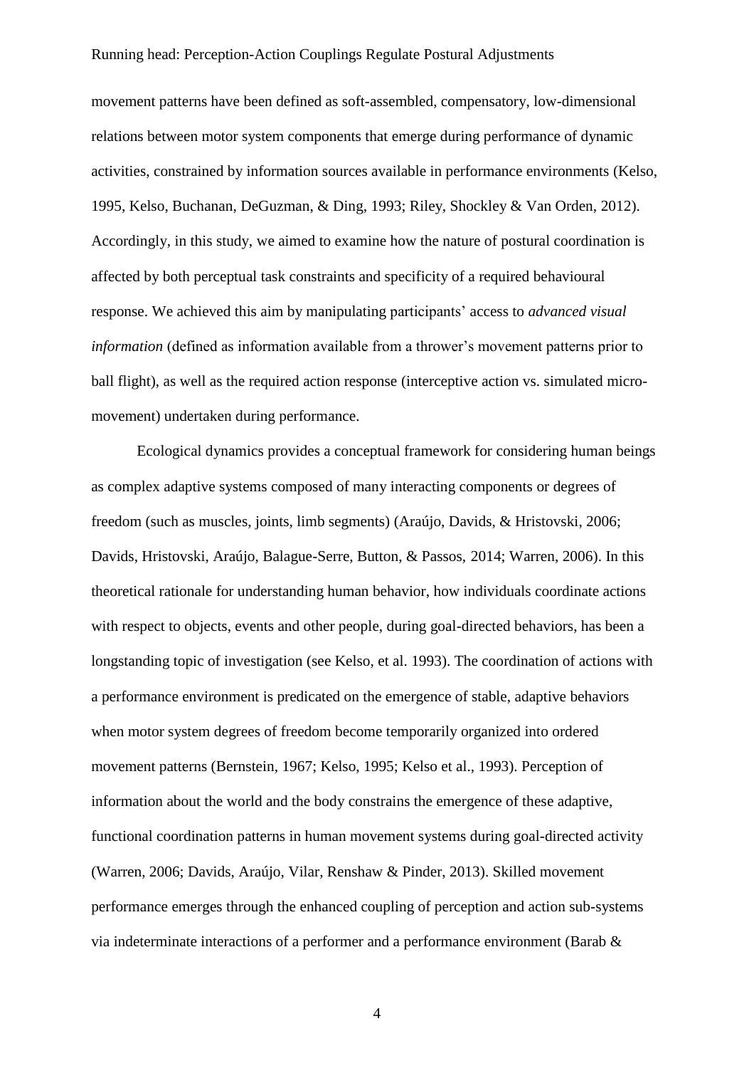movement patterns have been defined as soft-assembled, compensatory, low-dimensional relations between motor system components that emerge during performance of dynamic activities, constrained by information sources available in performance environments (Kelso, 1995, Kelso, Buchanan, DeGuzman, & Ding, 1993; Riley, Shockley & Van Orden, 2012). Accordingly, in this study, we aimed to examine how the nature of postural coordination is affected by both perceptual task constraints and specificity of a required behavioural response. We achieved this aim by manipulating participants' access to *advanced visual information* (defined as information available from a thrower's movement patterns prior to ball flight), as well as the required action response (interceptive action vs. simulated micro-movement) undertaken during performance.

Ecological dynamics provides a conceptual framework for considering human beings as complex adaptive systems composed of many interacting components or degrees of freedom (such as muscles, joints, limb segments) (Araújo, Davids, & Hristovski, 2006; Davids, Hristovski, Araújo, Balague-Serre, Button, & Passos, 2014; Warren, 2006). In this theoretical rationale for understanding human behavior, how individuals coordinate actions with respect to objects, events and other people, during goal-directed behaviors, has been a longstanding topic of investigation (see Kelso, et al. 1993). The coordination of actions with a performance environment is predicated on the emergence of stable, adaptive behaviors when motor system degrees of freedom become temporarily organized into ordered movement patterns (Bernstein, 1967; Kelso, 1995; Kelso et al., 1993). Perception of information about the world and the body constrains the emergence of these adaptive, functional coordination patterns in human movement systems during goal-directed activity (Warren, 2006; Davids, Araújo, Vilar, Renshaw & Pinder, 2013). Skilled movement performance emerges through the enhanced coupling of perception and action sub-systems via indeterminate interactions of a performer and a performance environment (Barab &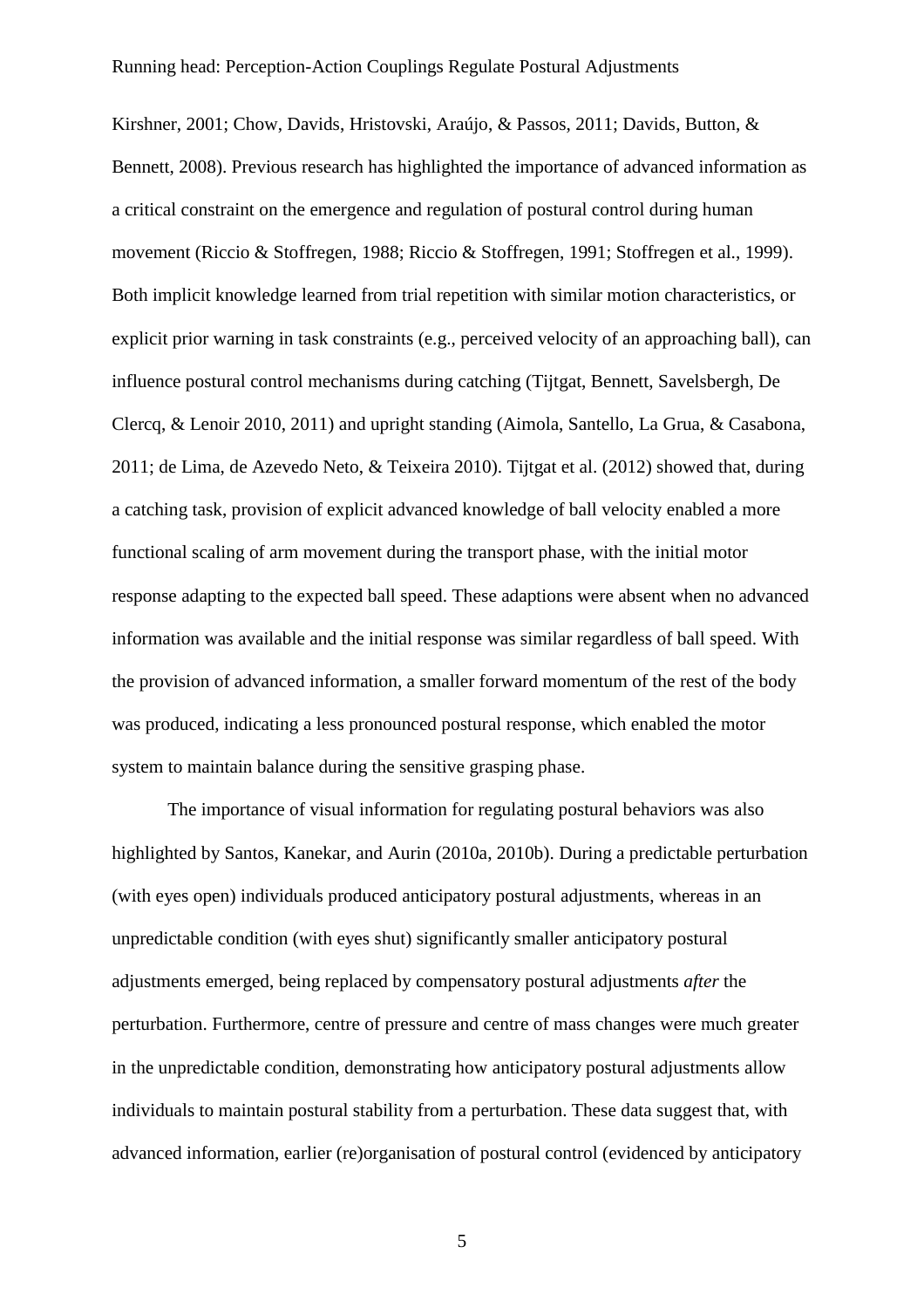Kirshner, 2001; Chow, Davids, Hristovski, Araújo, & Passos, 2011; Davids, Button, & Bennett, 2008). Previous research has highlighted the importance of advanced information as a critical constraint on the emergence and regulation of postural control during human movement (Riccio & Stoffregen, 1988; Riccio & Stoffregen, 1991; Stoffregen et al., 1999). Both implicit knowledge learned from trial repetition with similar motion characteristics, or explicit prior warning in task constraints (e.g., perceived velocity of an approaching ball), can influence postural control mechanisms during catching (Tijtgat, Bennett, Savelsbergh, De Clercq, & Lenoir 2010, 2011) and upright standing (Aimola, Santello, La Grua, & Casabona, 2011; de Lima, de Azevedo Neto, & Teixeira 2010). Tijtgat et al. (2012) showed that, during a catching task, provision of explicit advanced knowledge of ball velocity enabled a more functional scaling of arm movement during the transport phase, with the initial motor response adapting to the expected ball speed. These adaptions were absent when no advanced information was available and the initial response was similar regardless of ball speed. With the provision of advanced information, a smaller forward momentum of the rest of the body was produced, indicating a less pronounced postural response, which enabled the motor system to maintain balance during the sensitive grasping phase.

The importance of visual information for regulating postural behaviors was also highlighted by Santos, Kanekar, and Aurin (2010a, 2010b). During a predictable perturbation (with eyes open) individuals produced anticipatory postural adjustments, whereas in an unpredictable condition (with eyes shut) significantly smaller anticipatory postural adjustments emerged, being replaced by compensatory postural adjustments *after* the perturbation. Furthermore, centre of pressure and centre of mass changes were much greater in the unpredictable condition, demonstrating how anticipatory postural adjustments allow individuals to maintain postural stability from a perturbation. These data suggest that, with advanced information, earlier (re)organisation of postural control (evidenced by anticipatory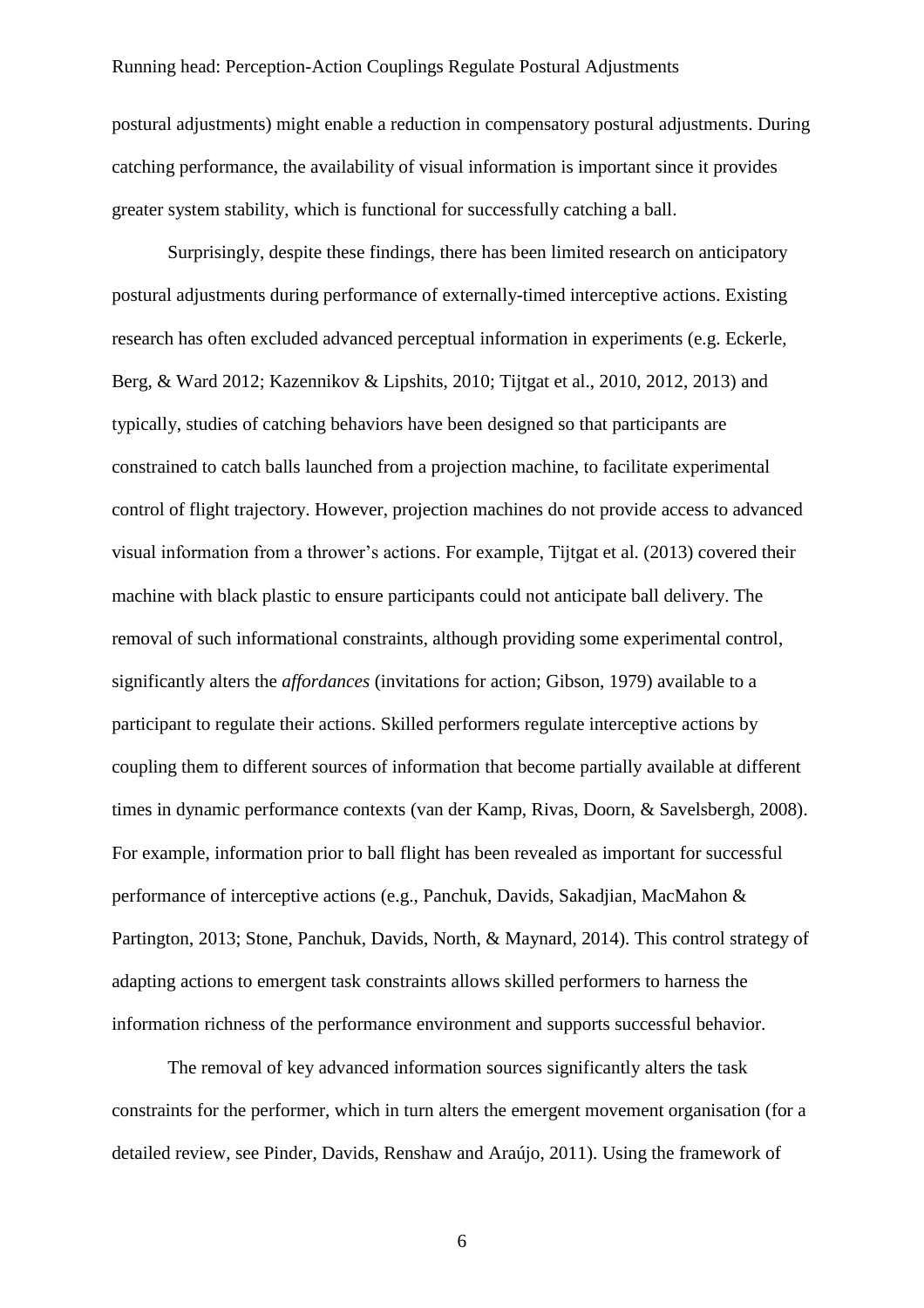postural adjustments) might enable a reduction in compensatory postural adjustments. During catching performance, the availability of visual information is important since it provides greater system stability, which is functional for successfully catching a ball.

Surprisingly, despite these findings, there has been limited research on anticipatory postural adjustments during performance of externally-timed interceptive actions. Existing research has often excluded advanced perceptual information in experiments (e.g. Eckerle, Berg, & Ward 2012; Kazennikov & Lipshits, 2010; Tijtgat et al., 2010, 2012, 2013) and typically, studies of catching behaviors have been designed so that participants are constrained to catch balls launched from a projection machine, to facilitate experimental control of flight trajectory. However, projection machines do not provide access to advanced visual information from a thrower's actions. For example, Tijtgat et al. (2013) covered their machine with black plastic to ensure participants could not anticipate ball delivery. The removal of such informational constraints, although providing some experimental control, significantly alters the *affordances* (invitations for action; Gibson, 1979) available to a participant to regulate their actions. Skilled performers regulate interceptive actions by coupling them to different sources of information that become partially available at different times in dynamic performance contexts (van der Kamp, Rivas, Doorn, & Savelsbergh, 2008). For example, information prior to ball flight has been revealed as important for successful performance of interceptive actions (e.g., Panchuk, Davids, Sakadjian, MacMahon & Partington, 2013; Stone, Panchuk, Davids, North, & Maynard, 2014). This control strategy of adapting actions to emergent task constraints allows skilled performers to harness the information richness of the performance environment and supports successful behavior.

The removal of key advanced information sources significantly alters the task constraints for the performer, which in turn alters the emergent movement organisation (for a detailed review, see Pinder, Davids, Renshaw and Araújo, 2011). Using the framework of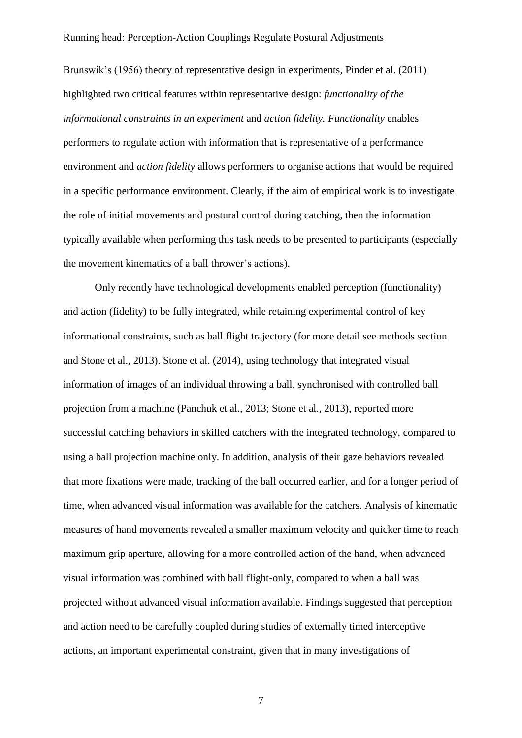Brunswik's (1956) theory of representative design in experiments, Pinder et al. (2011) highlighted two critical features within representative design: *functionality of the informational constraints in an experiment* and *action fidelity. Functionality* enables performers to regulate action with information that is representative of a performance environment and *action fidelity* allows performers to organise actions that would be required in a specific performance environment. Clearly, if the aim of empirical work is to investigate the role of initial movements and postural control during catching, then the information typically available when performing this task needs to be presented to participants (especially the movement kinematics of a ball thrower's actions).

Only recently have technological developments enabled perception (functionality) and action (fidelity) to be fully integrated, while retaining experimental control of key informational constraints, such as ball flight trajectory (for more detail see methods section and Stone et al., 2013). Stone et al. (2014), using technology that integrated visual information of images of an individual throwing a ball, synchronised with controlled ball projection from a machine (Panchuk et al., 2013; Stone et al., 2013), reported more successful catching behaviors in skilled catchers with the integrated technology, compared to using a ball projection machine only. In addition, analysis of their gaze behaviors revealed that more fixations were made, tracking of the ball occurred earlier, and for a longer period of time, when advanced visual information was available for the catchers. Analysis of kinematic measures of hand movements revealed a smaller maximum velocity and quicker time to reach maximum grip aperture, allowing for a more controlled action of the hand, when advanced visual information was combined with ball flight-only, compared to when a ball was projected without advanced visual information available. Findings suggested that perception and action need to be carefully coupled during studies of externally timed interceptive actions, an important experimental constraint, given that in many investigations of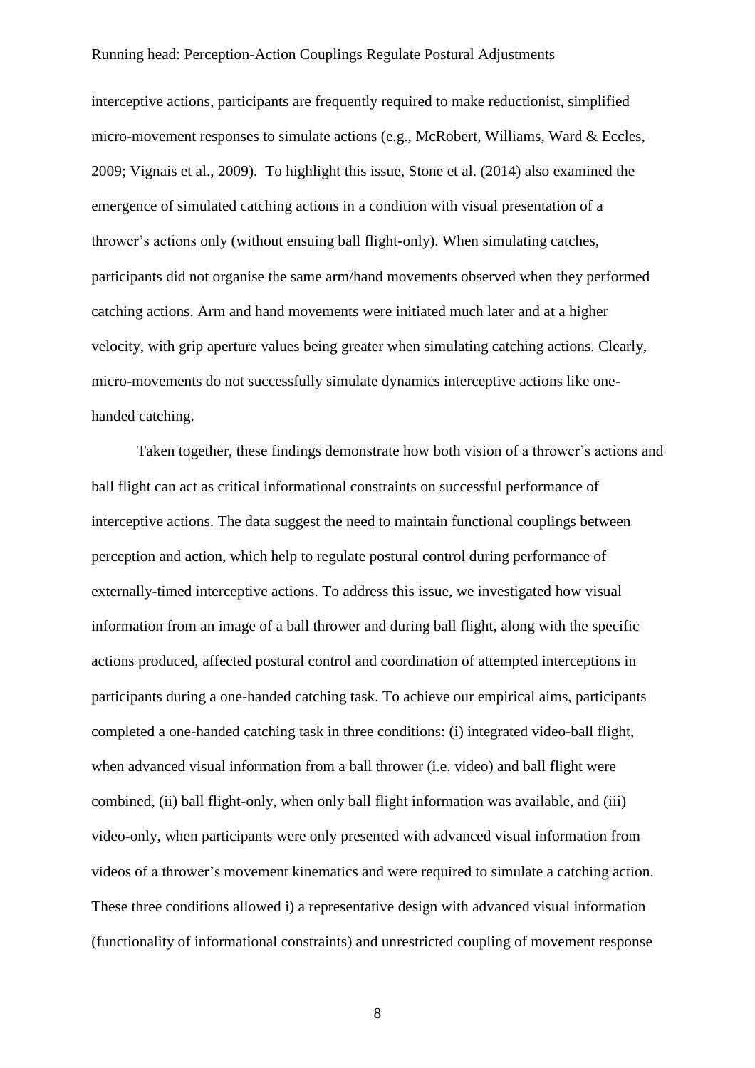interceptive actions, participants are frequently required to make reductionist, simplified micro-movement responses to simulate actions (e.g., McRobert, Williams, Ward & Eccles, 2009; Vignais et al., 2009). To highlight this issue, Stone et al. (2014) also examined the emergence of simulated catching actions in a condition with visual presentation of a thrower's actions only (without ensuing ball flight-only). When simulating catches, participants did not organise the same arm/hand movements observed when they performed catching actions. Arm and hand movements were initiated much later and at a higher velocity, with grip aperture values being greater when simulating catching actions. Clearly, micro-movements do not successfully simulate dynamics interceptive actions like one-handed catching.

Taken together, these findings demonstrate how both vision of a thrower's actions and ball flight can act as critical informational constraints on successful performance of interceptive actions. The data suggest the need to maintain functional couplings between perception and action, which help to regulate postural control during performance of externally-timed interceptive actions. To address this issue, we investigated how visual information from an image of a ball thrower and during ball flight, along with the specific actions produced, affected postural control and coordination of attempted interceptions in participants during a one-handed catching task. To achieve our empirical aims, participants completed a one-handed catching task in three conditions: (i) integrated video-ball flight, when advanced visual information from a ball thrower (i.e. video) and ball flight were combined, (ii) ball flight-only, when only ball flight information was available, and (iii) video-only, when participants were only presented with advanced visual information from videos of a thrower's movement kinematics and were required to simulate a catching action. These three conditions allowed i) a representative design with advanced visual information (functionality of informational constraints) and unrestricted coupling of movement response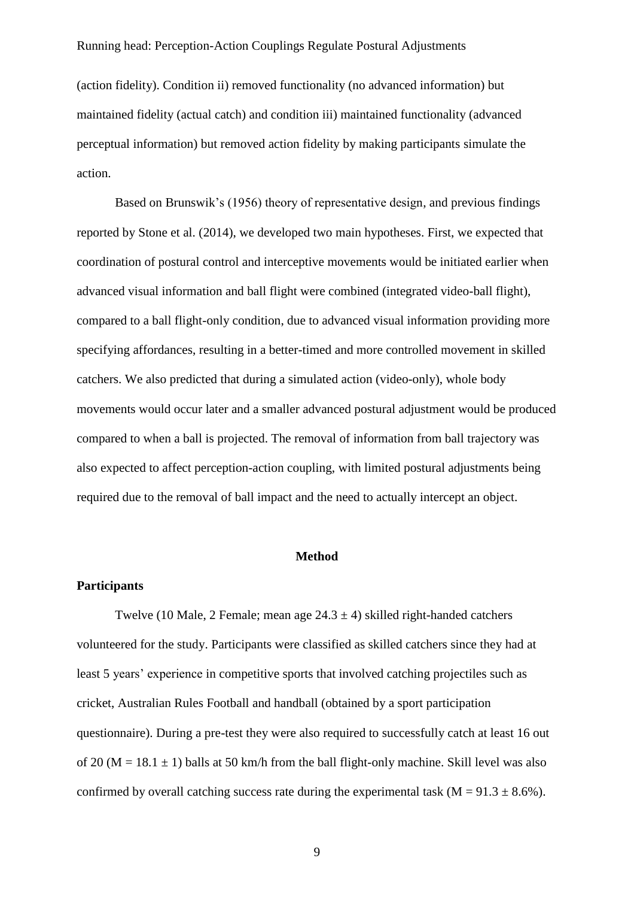(action fidelity). Condition ii) removed functionality (no advanced information) but maintained fidelity (actual catch) and condition iii) maintained functionality (advanced perceptual information) but removed action fidelity by making participants simulate the action.

Based on Brunswik's (1956) theory of representative design, and previous findings reported by Stone et al. (2014), we developed two main hypotheses. First, we expected that coordination of postural control and interceptive movements would be initiated earlier when advanced visual information and ball flight were combined (integrated video-ball flight), compared to a ball flight-only condition, due to advanced visual information providing more specifying affordances, resulting in a better-timed and more controlled movement in skilled catchers. We also predicted that during a simulated action (video-only), whole body movements would occur later and a smaller advanced postural adjustment would be produced compared to when a ball is projected. The removal of information from ball trajectory was also expected to affect perception-action coupling, with limited postural adjustments being required due to the removal of ball impact and the need to actually intercept an object.

## Method

### Participants

Twelve (10 Male, 2 Female; mean age $24.3 \pm 4$) skilled right-handed catchers volunteered for the study. Participants were classified as skilled catchers since they had at least 5 years' experience in competitive sports that involved catching projectiles such as cricket, Australian Rules Football and handball (obtained by a sport participation questionnaire). During a pre-test they were also required to successfully catch at least 16 out of 20 ($M = 18.1 \pm 1$) balls at 50 km/h from the ball flight-only machine. Skill level was also confirmed by overall catching success rate during the experimental task ($M = 91.3 \pm 8.6\%$).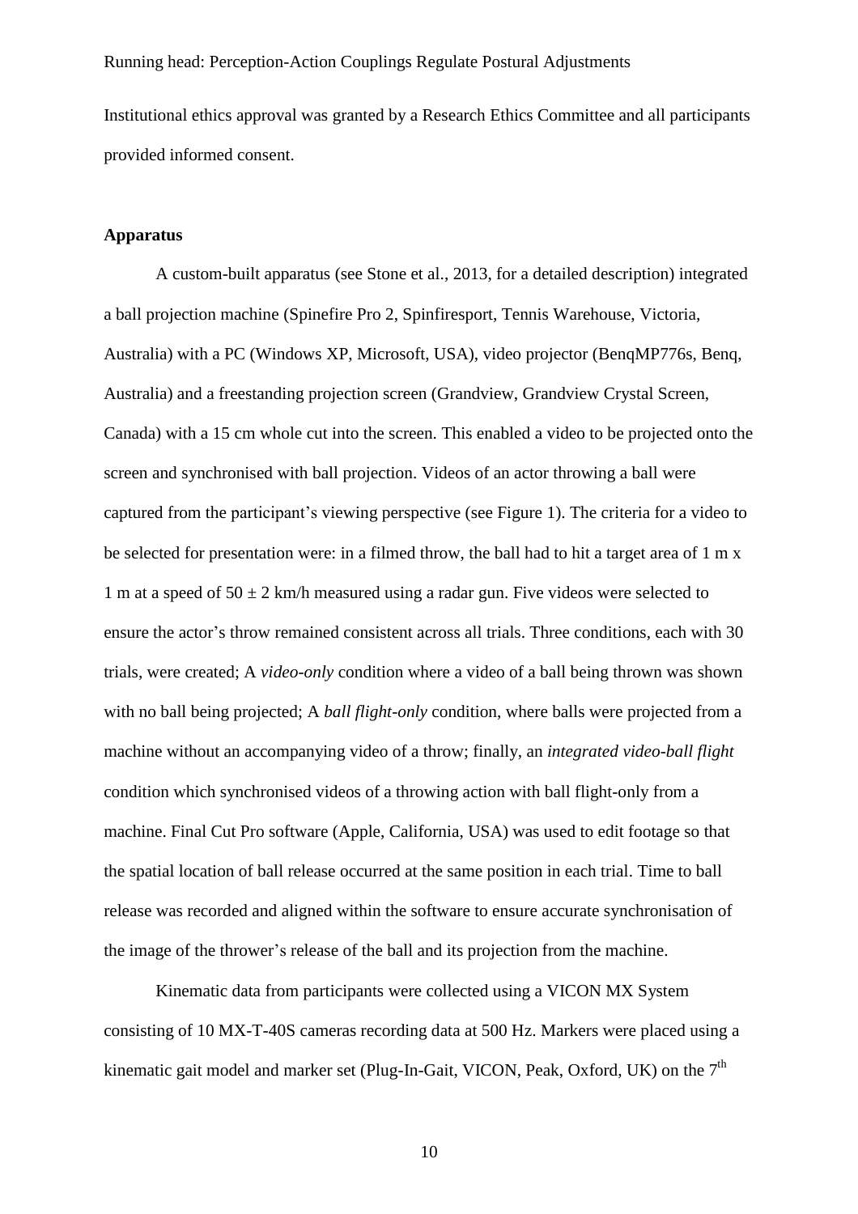Institutional ethics approval was granted by a Research Ethics Committee and all participants provided informed consent.

**Apparatus**

A custom-built apparatus (see Stone et al., 2013, for a detailed description) integrated a ball projection machine (Spinefire Pro 2, Spinfiresport, Tennis Warehouse, Victoria, Australia) with a PC (Windows XP, Microsoft, USA), video projector (BenqMP776s, Benq, Australia) and a freestanding projection screen (Grandview, Grandview Crystal Screen, Canada) with a 15 cm whole cut into the screen. This enabled a video to be projected onto the screen and synchronised with ball projection. Videos of an actor throwing a ball were captured from the participant's viewing perspective (see Figure 1). The criteria for a video to be selected for presentation were: in a filmed throw, the ball had to hit a target area of 1 m x 1 m at a speed of 50 ± 2 km/h measured using a radar gun. Five videos were selected to ensure the actor's throw remained consistent across all trials. Three conditions, each with 30 trials, were created; A *video-only* condition where a video of a ball being thrown was shown with no ball being projected; A *ball flight-only* condition, where balls were projected from a machine without an accompanying video of a throw; finally, an *integrated video-ball flight* condition which synchronised videos of a throwing action with ball flight-only from a machine. Final Cut Pro software (Apple, California, USA) was used to edit footage so that the spatial location of ball release occurred at the same position in each trial. Time to ball release was recorded and aligned within the software to ensure accurate synchronisation of the image of the thrower's release of the ball and its projection from the machine.

Kinematic data from participants were collected using a VICON MX System consisting of 10 MX-T-40S cameras recording data at 500 Hz. Markers were placed using a kinematic gait model and marker set (Plug-In-Gait, VICON, Peak, Oxford, UK) on the 7$^{th}$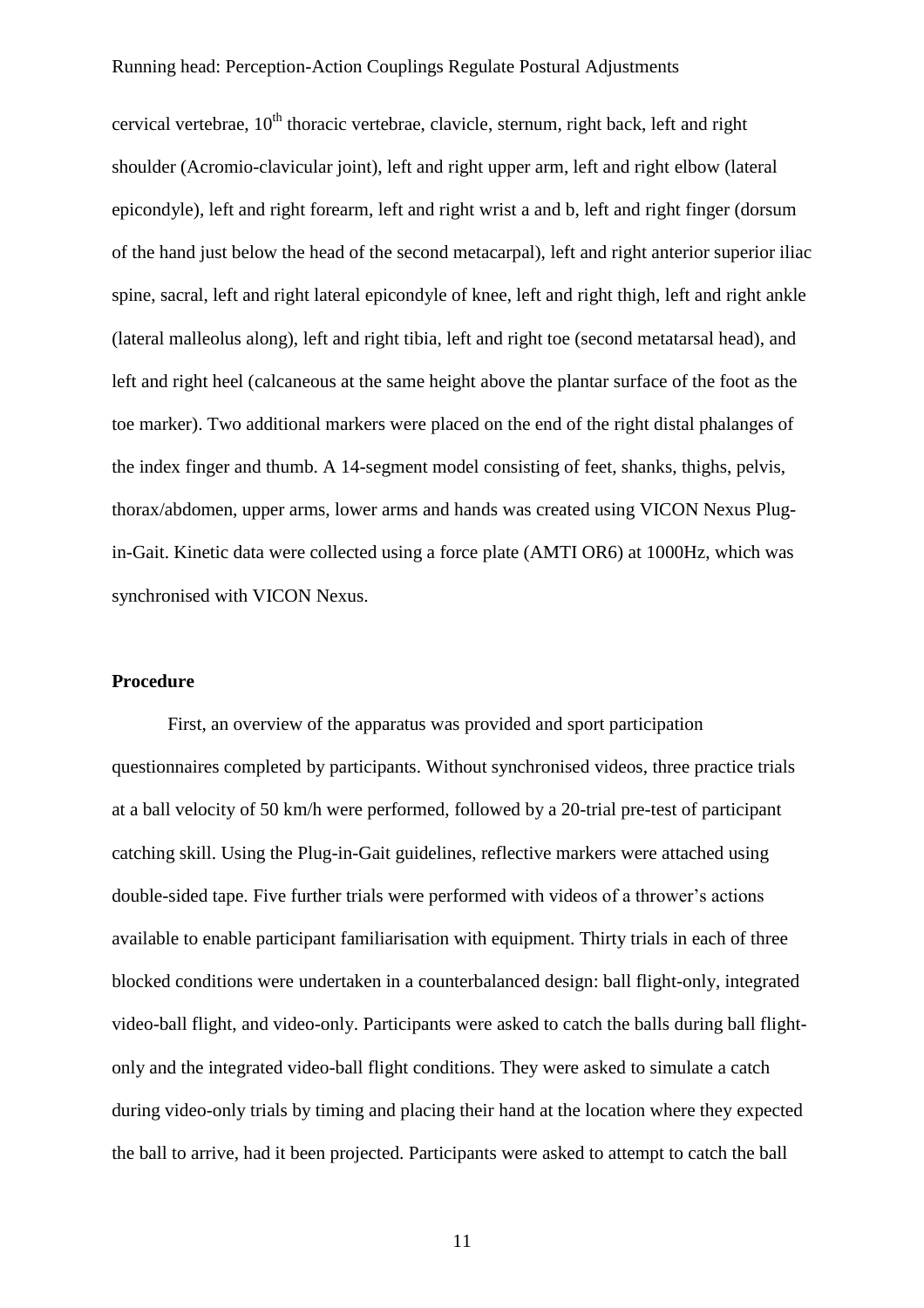cervical vertebrae, 10$^{th}$ thoracic vertebrae, clavicle, sternum, right back, left and right shoulder (Acromio-clavicular joint), left and right upper arm, left and right elbow (lateral epicondyle), left and right forearm, left and right wrist a and b, left and right finger (dorsum of the hand just below the head of the second metacarpal), left and right anterior superior iliac spine, sacral, left and right lateral epicondyle of knee, left and right thigh, left and right ankle (lateral malleolus along), left and right tibia, left and right toe (second metatarsal head), and left and right heel (calcaneous at the same height above the plantar surface of the foot as the toe marker). Two additional markers were placed on the end of the right distal phalanges of the index finger and thumb. A 14-segment model consisting of feet, shanks, thighs, pelvis, thorax/abdomen, upper arms, lower arms and hands was created using VICON Nexus Plug-in-Gait. Kinetic data were collected using a force plate (AMTI OR6) at 1000Hz, which was synchronised with VICON Nexus.

**Procedure**

First, an overview of the apparatus was provided and sport participation questionnaires completed by participants. Without synchronised videos, three practice trials at a ball velocity of 50 km/h were performed, followed by a 20-trial pre-test of participant catching skill. Using the Plug-in-Gait guidelines, reflective markers were attached using double-sided tape. Five further trials were performed with videos of a thrower's actions available to enable participant familiarisation with equipment. Thirty trials in each of three blocked conditions were undertaken in a counterbalanced design: ball flight-only, integrated video-ball flight, and video-only. Participants were asked to catch the balls during ball flight-only and the integrated video-ball flight conditions. They were asked to simulate a catch during video-only trials by timing and placing their hand at the location where they expected the ball to arrive, had it been projected. Participants were asked to attempt to catch the ball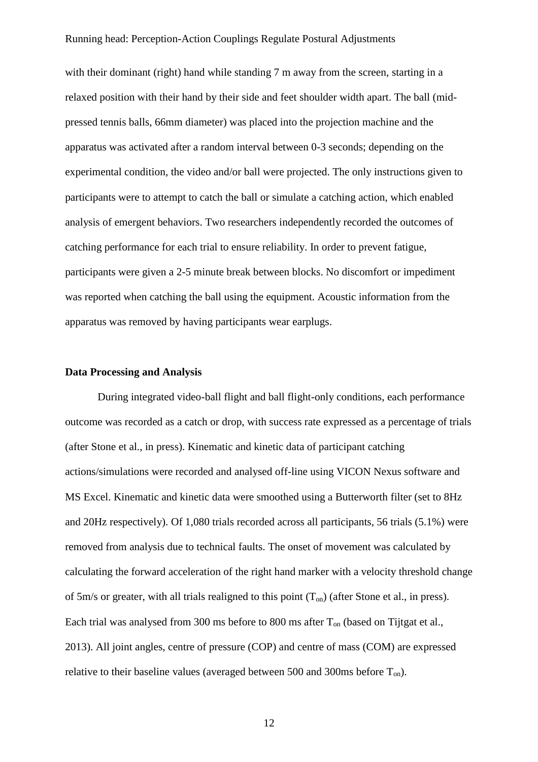with their dominant (right) hand while standing 7 m away from the screen, starting in a relaxed position with their hand by their side and feet shoulder width apart. The ball (mid-pressed tennis balls, 66mm diameter) was placed into the projection machine and the apparatus was activated after a random interval between 0-3 seconds; depending on the experimental condition, the video and/or ball were projected. The only instructions given to participants were to attempt to catch the ball or simulate a catching action, which enabled analysis of emergent behaviors. Two researchers independently recorded the outcomes of catching performance for each trial to ensure reliability. In order to prevent fatigue, participants were given a 2-5 minute break between blocks. No discomfort or impediment was reported when catching the ball using the equipment. Acoustic information from the apparatus was removed by having participants wear earplugs.

**Data Processing and Analysis**

During integrated video-ball flight and ball flight-only conditions, each performance outcome was recorded as a catch or drop, with success rate expressed as a percentage of trials (after Stone et al., in press). Kinematic and kinetic data of participant catching actions/simulations were recorded and analysed off-line using VICON Nexus software and MS Excel. Kinematic and kinetic data were smoothed using a Butterworth filter (set to 8Hz and 20Hz respectively). Of 1,080 trials recorded across all participants, 56 trials (5.1%) were removed from analysis due to technical faults. The onset of movement was calculated by calculating the forward acceleration of the right hand marker with a velocity threshold change of 5m/s or greater, with all trials realigned to this point ($T_{on}$) (after Stone et al., in press). Each trial was analysed from 300 ms before to 800 ms after $T_{on}$ (based on Tijtgat et al., 2013). All joint angles, centre of pressure (COP) and centre of mass (COM) are expressed relative to their baseline values (averaged between 500 and 300ms before $T_{on}$).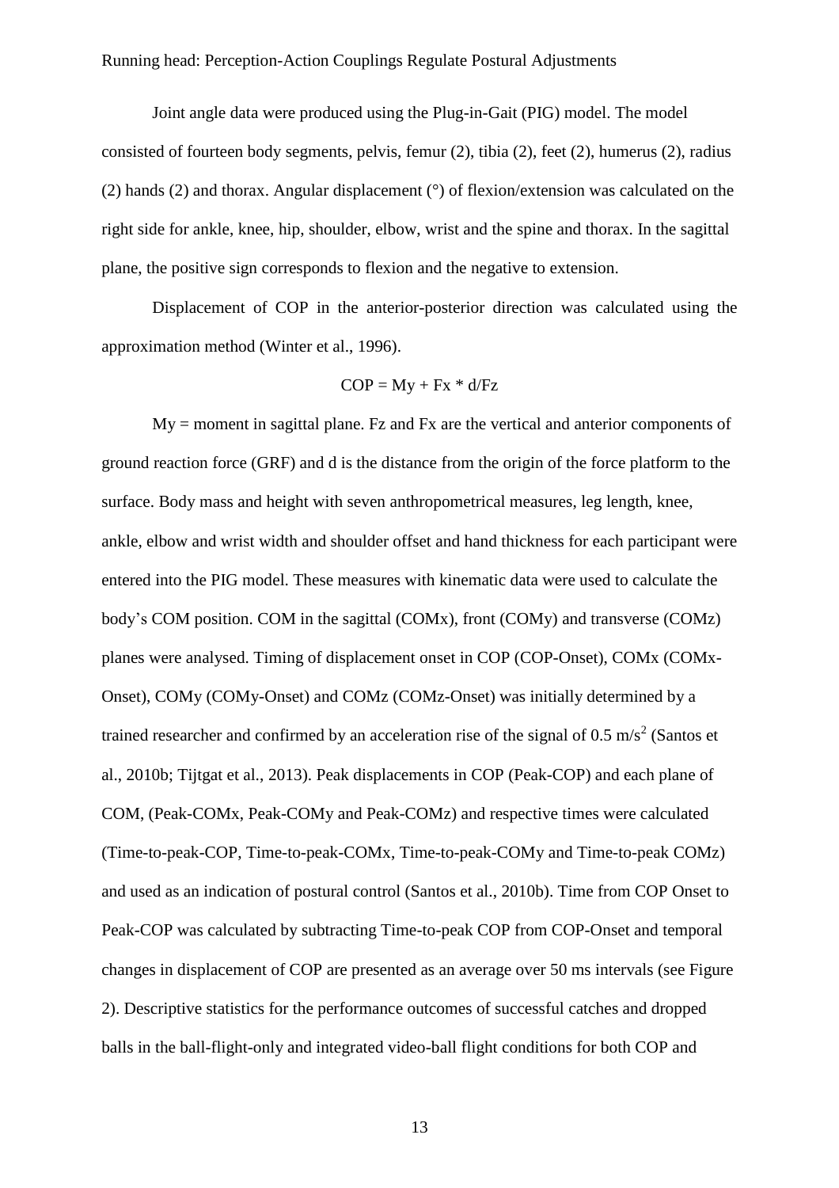Joint angle data were produced using the Plug-in-Gait (PIG) model. The model consisted of fourteen body segments, pelvis, femur (2), tibia (2), feet (2), humerus (2), radius (2) hands (2) and thorax. Angular displacement (°) of flexion/extension was calculated on the right side for ankle, knee, hip, shoulder, elbow, wrist and the spine and thorax. In the sagittal plane, the positive sign corresponds to flexion and the negative to extension.

Displacement of COP in the anterior-posterior direction was calculated using the approximation method (Winter et al., 1996).

$$COP = My + Fx * d/Fz$$

My = moment in sagittal plane. Fz and Fx are the vertical and anterior components of ground reaction force (GRF) and d is the distance from the origin of the force platform to the surface. Body mass and height with seven anthropometrical measures, leg length, knee, ankle, elbow and wrist width and shoulder offset and hand thickness for each participant were entered into the PIG model. These measures with kinematic data were used to calculate the body's COM position. COM in the sagittal (COMx), front (COMy) and transverse (COMz) planes were analysed. Timing of displacement onset in COP (COP-Onset), COMx (COMx-Onset), COMy (COMy-Onset) and COMz (COMz-Onset) was initially determined by a trained researcher and confirmed by an acceleration rise of the signal of 0.5 $m/s^2$ (Santos et al., 2010b; Tijtgat et al., 2013). Peak displacements in COP (Peak-COP) and each plane of COM, (Peak-COMx, Peak-COMy and Peak-COMz) and respective times were calculated (Time-to-peak-COP, Time-to-peak-COMx, Time-to-peak-COMy and Time-to-peak COMz) and used as an indication of postural control (Santos et al., 2010b). Time from COP Onset to Peak-COP was calculated by subtracting Time-to-peak COP from COP-Onset and temporal changes in displacement of COP are presented as an average over 50 ms intervals (see Figure 2). Descriptive statistics for the performance outcomes of successful catches and dropped balls in the ball-flight-only and integrated video-ball flight conditions for both COP and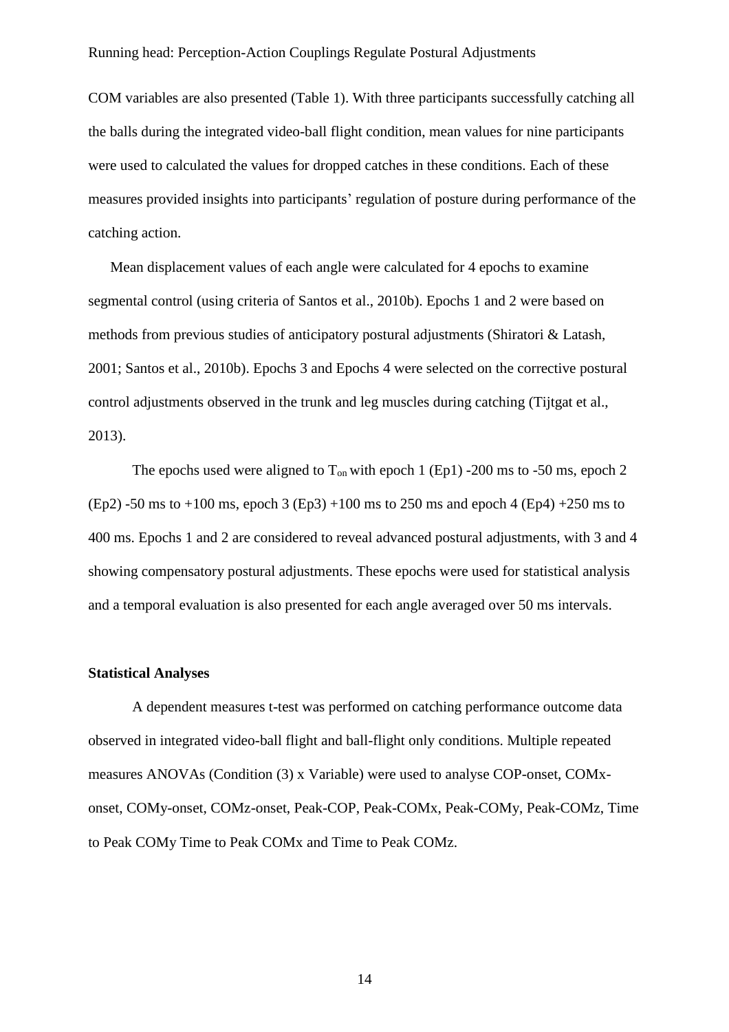COM variables are also presented (Table 1). With three participants successfully catching all the balls during the integrated video-ball flight condition, mean values for nine participants were used to calculated the values for dropped catches in these conditions. Each of these measures provided insights into participants' regulation of posture during performance of the catching action.

Mean displacement values of each angle were calculated for 4 epochs to examine segmental control (using criteria of Santos et al., 2010b). Epochs 1 and 2 were based on methods from previous studies of anticipatory postural adjustments (Shiratori & Latash, 2001; Santos et al., 2010b). Epochs 3 and Epochs 4 were selected on the corrective postural control adjustments observed in the trunk and leg muscles during catching (Tijtgat et al., 2013).

The epochs used were aligned to $T_{on}$ with epoch 1 (Ep1) -200 ms to -50 ms, epoch 2 (Ep2) -50 ms to +100 ms, epoch 3 (Ep3) +100 ms to 250 ms and epoch 4 (Ep4) +250 ms to 400 ms. Epochs 1 and 2 are considered to reveal advanced postural adjustments, with 3 and 4 showing compensatory postural adjustments. These epochs were used for statistical analysis and a temporal evaluation is also presented for each angle averaged over 50 ms intervals.

**Statistical Analyses**

A dependent measures t-test was performed on catching performance outcome data observed in integrated video-ball flight and ball-flight only conditions. Multiple repeated measures ANOVAs (Condition (3) x Variable) were used to analyse COP-onset, COMx-onset, COMy-onset, COMz-onset, Peak-COP, Peak-COMx, Peak-COMy, Peak-COMz, Time to Peak COMy Time to Peak COMx and Time to Peak COMz.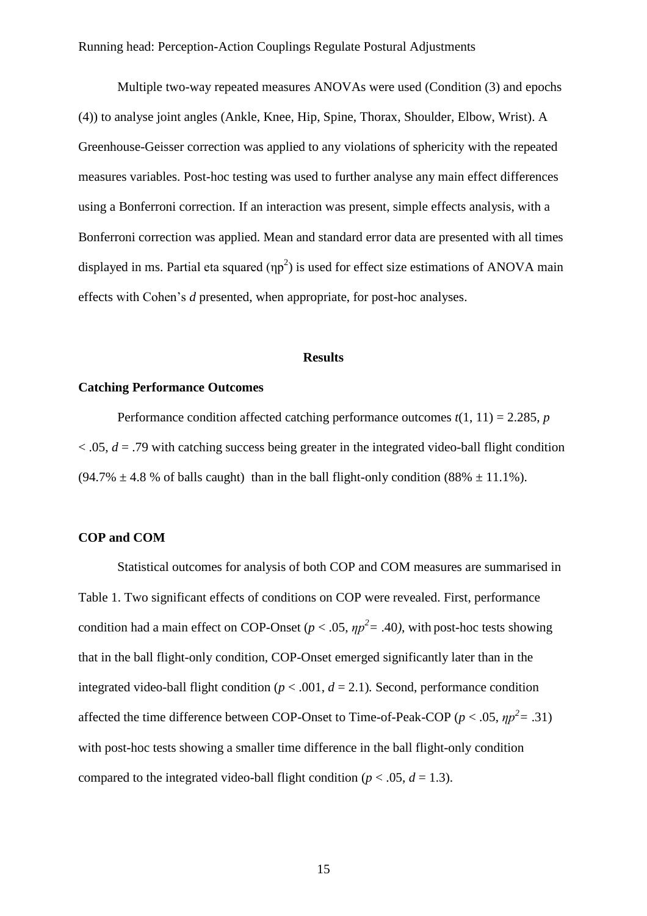Multiple two-way repeated measures ANOVAs were used (Condition (3) and epochs (4)) to analyse joint angles (Ankle, Knee, Hip, Spine, Thorax, Shoulder, Elbow, Wrist). A Greenhouse-Geisser correction was applied to any violations of sphericity with the repeated measures variables. Post-hoc testing was used to further analyse any main effect differences using a Bonferroni correction. If an interaction was present, simple effects analysis, with a Bonferroni correction was applied. Mean and standard error data are presented with all times displayed in ms. Partial eta squared ($\eta p^2$) is used for effect size estimations of ANOVA main effects with Cohen's *d* presented, when appropriate, for post-hoc analyses.

## Results

### Catching Performance Outcomes

Performance condition affected catching performance outcomes $t(1, 11) = 2.285$, $p < .05$, $d = .79$ with catching success being greater in the integrated video-ball flight condition (94.7% ± 4.8 % of balls caught) than in the ball flight-only condition (88% ± 11.1%).

### COP and COM

Statistical outcomes for analysis of both COP and COM measures are summarised in Table 1. Two significant effects of conditions on COP were revealed. First, performance condition had a main effect on COP-Onset ($p < .05$, $\eta p^2 = .40$), with post-hoc tests showing that in the ball flight-only condition, COP-Onset emerged significantly later than in the integrated video-ball flight condition ($p < .001$, $d = 2.1$). Second, performance condition affected the time difference between COP-Onset to Time-of-Peak-COP ($p < .05$, $\eta p^2 = .31$) with post-hoc tests showing a smaller time difference in the ball flight-only condition compared to the integrated video-ball flight condition ($p < .05$, $d = 1.3$).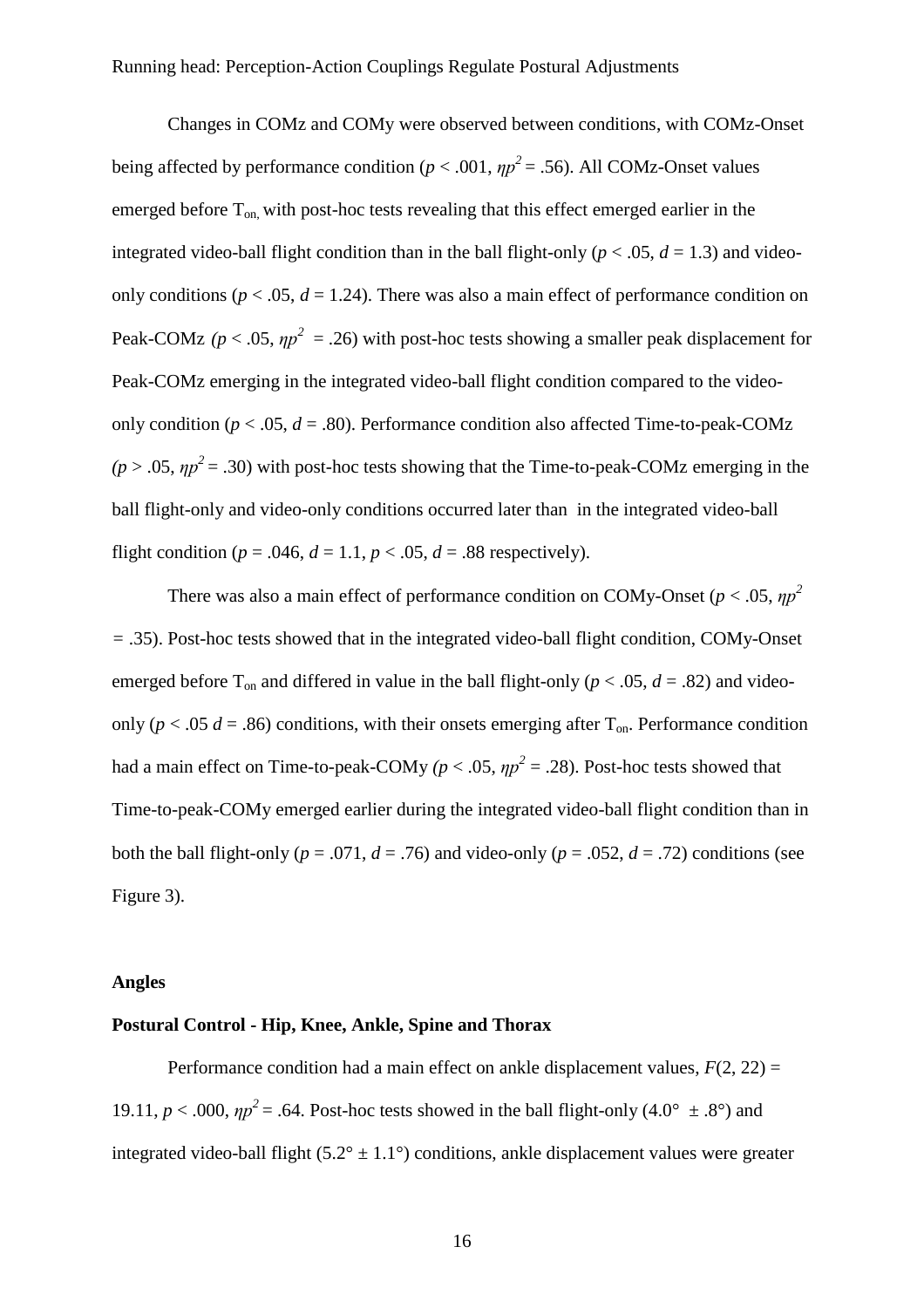Changes in COMz and COMy were observed between conditions, with COMz-Onset being affected by performance condition ($p < .001$, $\eta p^2 = .56$). All COMz-Onset values emerged before $T_{on,}$ with post-hoc tests revealing that this effect emerged earlier in the integrated video-ball flight condition than in the ball flight-only ($p < .05$, $d = 1.3$) and video-only conditions ($p < .05$, $d = 1.24$). There was also a main effect of performance condition on Peak-COMz ($p < .05$, $\eta p^2 = .26$) with post-hoc tests showing a smaller peak displacement for Peak-COMz emerging in the integrated video-ball flight condition compared to the video-only condition ($p < .05$, $d = .80$). Performance condition also affected Time-to-peak-COMz ($p > .05$, $\eta p^2 = .30$) with post-hoc tests showing that the Time-to-peak-COMz emerging in the ball flight-only and video-only conditions occurred later than in the integrated video-ball flight condition ($p = .046$, $d = 1.1$, $p < .05$, $d = .88$ respectively).

There was also a main effect of performance condition on COMy-Onset ($p < .05$, $\eta p^2 = .35$). Post-hoc tests showed that in the integrated video-ball flight condition, COMy-Onset emerged before $T_{on}$ and differed in value in the ball flight-only ($p < .05$, $d = .82$) and video-only ($p < .05$ $d = .86$) conditions, with their onsets emerging after $T_{on}$. Performance condition had a main effect on Time-to-peak-COMy ($p < .05$, $\eta p^2 = .28$). Post-hoc tests showed that Time-to-peak-COMy emerged earlier during the integrated video-ball flight condition than in both the ball flight-only ($p = .071$, $d = .76$) and video-only ($p = .052$, $d = .72$) conditions (see Figure 3).

## Angles

### Postural Control - Hip, Knee, Ankle, Spine and Thorax

Performance condition had a main effect on ankle displacement values, $F(2, 22) = 19.11$, $p < .000$, $\eta p^2 = .64$. Post-hoc tests showed in the ball flight-only ($4.0° \pm .8°$) and integrated video-ball flight ($5.2° \pm 1.1°$) conditions, ankle displacement values were greater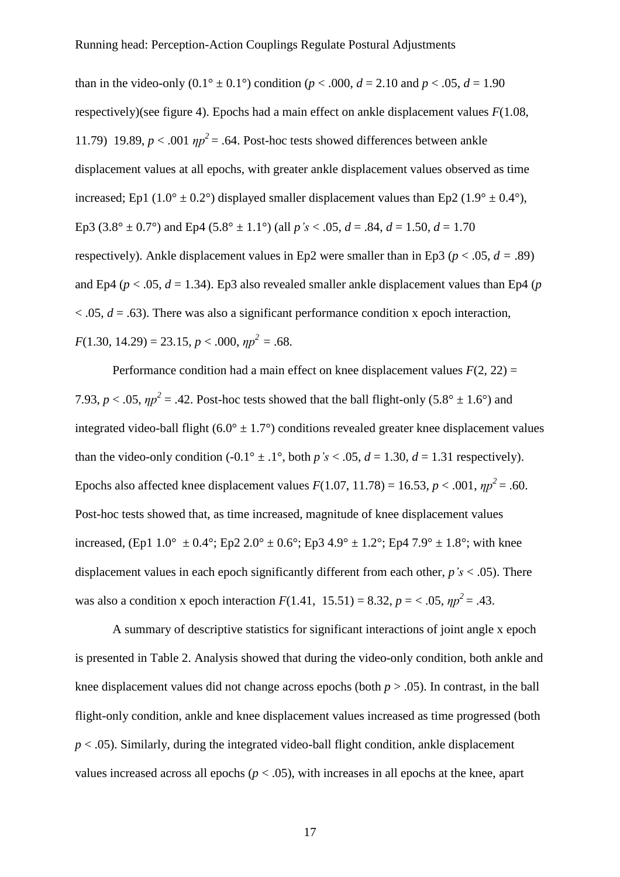than in the video-only ($0.1° \pm 0.1°$) condition ($p < .000$, $d = 2.10$ and $p < .05$, $d = 1.90$ respectively)(see figure 4). Epochs had a main effect on ankle displacement values $F(1.08, 11.79)$ 19.89, $p < .001$ $\eta p^2 = .64$. Post-hoc tests showed differences between ankle displacement values at all epochs, with greater ankle displacement values observed as time increased; Ep1 ($1.0° \pm 0.2°$) displayed smaller displacement values than Ep2 ($1.9° \pm 0.4°$), Ep3 ($3.8° \pm 0.7°$) and Ep4 ($5.8° \pm 1.1°$) (all $p$'s $< .05$, $d = .84$, $d = 1.50$, $d = 1.70$ respectively). Ankle displacement values in Ep2 were smaller than in Ep3 ($p < .05$, $d = .89$) and Ep4 ($p < .05$, $d = 1.34$). Ep3 also revealed smaller ankle displacement values than Ep4 ($p < .05$, $d = .63$). There was also a significant performance condition x epoch interaction, $F(1.30, 14.29) = 23.15$, $p < .000$, $\eta p^2 = .68$.

Performance condition had a main effect on knee displacement values $F(2, 22) = 7.93$, $p < .05$, $\eta p^2 = .42$. Post-hoc tests showed that the ball flight-only ($5.8° \pm 1.6°$) and integrated video-ball flight ($6.0° \pm 1.7°$) conditions revealed greater knee displacement values than the video-only condition ($-0.1° \pm .1°$, both $p$'s $< .05$, $d = 1.30$, $d = 1.31$ respectively). Epochs also affected knee displacement values $F(1.07, 11.78) = 16.53$, $p < .001$, $\eta p^2 = .60$. Post-hoc tests showed that, as time increased, magnitude of knee displacement values increased, (Ep1 $1.0° \pm 0.4°$; Ep2 $2.0° \pm 0.6°$; Ep3 $4.9° \pm 1.2°$; Ep4 $7.9° \pm 1.8°$; with knee displacement values in each epoch significantly different from each other, $p$'s $< .05$). There was also a condition x epoch interaction $F(1.41, 15.51) = 8.32$, $p = < .05$, $\eta p^2 = .43$.

A summary of descriptive statistics for significant interactions of joint angle x epoch is presented in Table 2. Analysis showed that during the video-only condition, both ankle and knee displacement values did not change across epochs (both $p > .05$). In contrast, in the ball flight-only condition, ankle and knee displacement values increased as time progressed (both $p < .05$). Similarly, during the integrated video-ball flight condition, ankle displacement values increased across all epochs ($p < .05$), with increases in all epochs at the knee, apart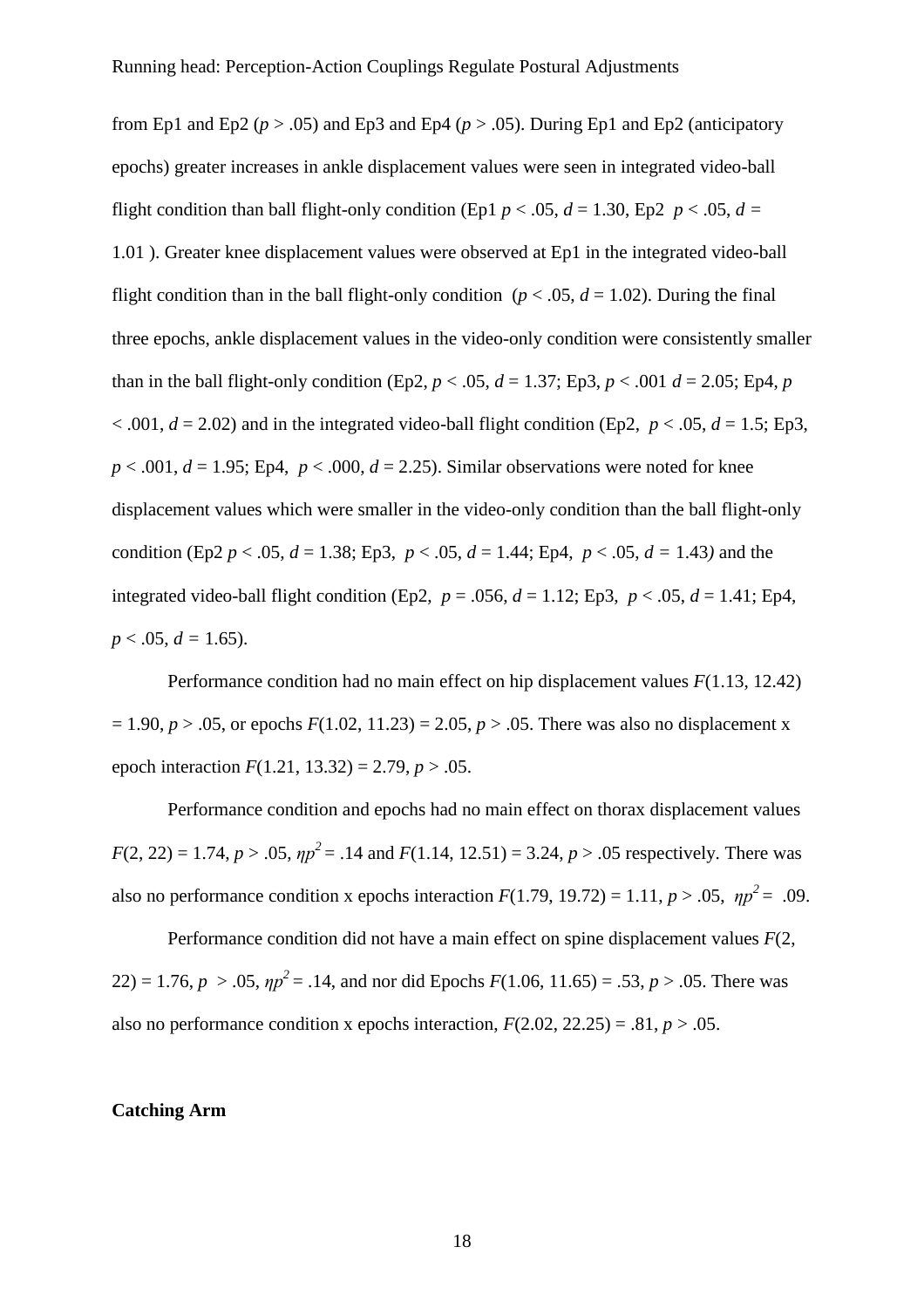from Ep1 and Ep2 ($p > .05$) and Ep3 and Ep4 ($p > .05$). During Ep1 and Ep2 (anticipatory epochs) greater increases in ankle displacement values were seen in integrated video-ball flight condition than ball flight-only condition (Ep1 $p < .05$, $d = 1.30$, Ep2 $p < .05$, $d = 1.01$ ). Greater knee displacement values were observed at Ep1 in the integrated video-ball flight condition than in the ball flight-only condition ($p < .05$, $d = 1.02$). During the final three epochs, ankle displacement values in the video-only condition were consistently smaller than in the ball flight-only condition (Ep2, $p < .05$, $d = 1.37$; Ep3, $p < .001$ $d = 2.05$; Ep4, $p < .001$, $d = 2.02$) and in the integrated video-ball flight condition (Ep2, $p < .05$, $d = 1.5$; Ep3, $p < .001$, $d = 1.95$; Ep4, $p < .000$, $d = 2.25$). Similar observations were noted for knee displacement values which were smaller in the video-only condition than the ball flight-only condition (Ep2 $p < .05$, $d = 1.38$; Ep3, $p < .05$, $d = 1.44$; Ep4, $p < .05$, $d = 1.43$) and the integrated video-ball flight condition (Ep2, $p = .056$, $d = 1.12$; Ep3, $p < .05$, $d = 1.41$; Ep4, $p < .05$, $d = 1.65$).

Performance condition had no main effect on hip displacement values $F(1.13, 12.42) = 1.90$, $p > .05$, or epochs $F(1.02, 11.23) = 2.05$, $p > .05$. There was also no displacement x epoch interaction $F(1.21, 13.32) = 2.79$, $p > .05$.

Performance condition and epochs had no main effect on thorax displacement values $F(2, 22) = 1.74$, $p > .05$, $\eta p^2 = .14$ and $F(1.14, 12.51) = 3.24$, $p > .05$ respectively. There was also no performance condition x epochs interaction $F(1.79, 19.72) = 1.11$, $p > .05$, $\eta p^2 = .09$.

Performance condition did not have a main effect on spine displacement values $F(2, 22) = 1.76$, $p > .05$, $\eta p^2 = .14$, and nor did Epochs $F(1.06, 11.65) = .53$, $p > .05$. There was also no performance condition x epochs interaction, $F(2.02, 22.25) = .81$, $p > .05$.

**Catching Arm**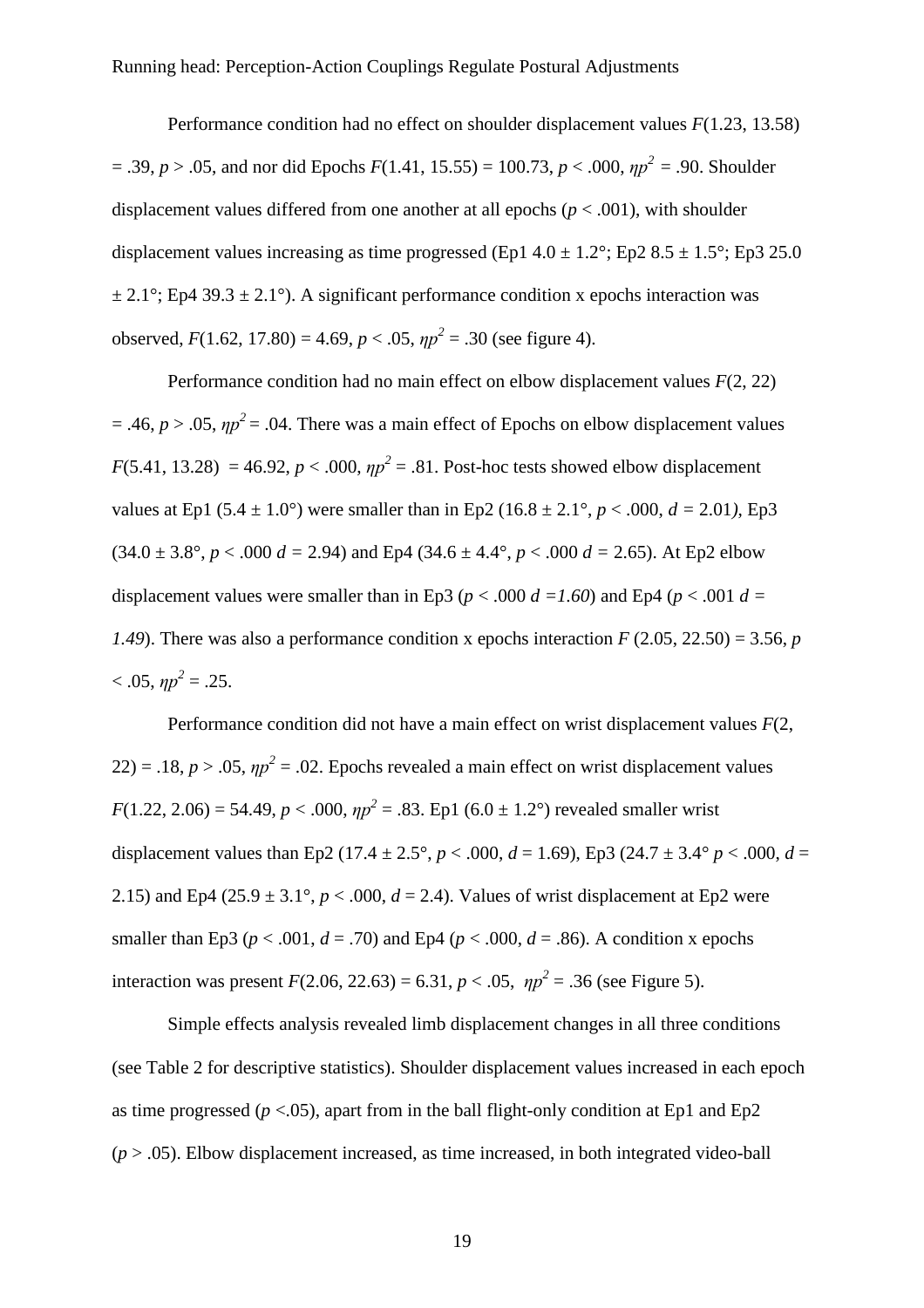Performance condition had no effect on shoulder displacement values $F(1.23, 13.58) = .39$, $p > .05$, and nor did Epochs $F(1.41, 15.55) = 100.73$, $p < .000$, $\eta p^2 = .90$. Shoulder displacement values differed from one another at all epochs ($p < .001$), with shoulder displacement values increasing as time progressed (Ep1 4.0 ± 1.2°; Ep2 8.5 ± 1.5°; Ep3 25.0 ± 2.1°; Ep4 39.3 ± 2.1°). A significant performance condition x epochs interaction was observed, $F(1.62, 17.80) = 4.69$, $p < .05$, $\eta p^2 = .30$ (see figure 4).

Performance condition had no main effect on elbow displacement values $F(2, 22) = .46$, $p > .05$, $\eta p^2 = .04$. There was a main effect of Epochs on elbow displacement values $F(5.41, 13.28) = 46.92$, $p < .000$, $\eta p^2 = .81$. Post-hoc tests showed elbow displacement values at Ep1 (5.4 ± 1.0°) were smaller than in Ep2 (16.8 ± 2.1°, $p < .000$, $d = 2.01$), Ep3 (34.0 ± 3.8°, $p < .000$ $d = 2.94$) and Ep4 (34.6 ± 4.4°, $p < .000$ $d = 2.65$). At Ep2 elbow displacement values were smaller than in Ep3 ($p < .000$ $d = 1.60$) and Ep4 ($p < .001$ $d = 1.49$). There was also a performance condition x epochs interaction $F(2.05, 22.50) = 3.56$, $p < .05$, $\eta p^2 = .25$.

Performance condition did not have a main effect on wrist displacement values $F(2, 22) = .18$, $p > .05$, $\eta p^2 = .02$. Epochs revealed a main effect on wrist displacement values $F(1.22, 2.06) = 54.49$, $p < .000$, $\eta p^2 = .83$. Ep1 (6.0 ± 1.2°) revealed smaller wrist displacement values than Ep2 (17.4 ± 2.5°, $p < .000$, $d = 1.69$), Ep3 (24.7 ± 3.4° $p < .000$, $d = 2.15$) and Ep4 (25.9 ± 3.1°, $p < .000$, $d = 2.4$). Values of wrist displacement at Ep2 were smaller than Ep3 ($p < .001$, $d = .70$) and Ep4 ($p < .000$, $d = .86$). A condition x epochs interaction was present $F(2.06, 22.63) = 6.31$, $p < .05$, $\eta p^2 = .36$ (see Figure 5).

Simple effects analysis revealed limb displacement changes in all three conditions (see Table 2 for descriptive statistics). Shoulder displacement values increased in each epoch as time progressed ($p < .05$), apart from in the ball flight-only condition at Ep1 and Ep2 ($p > .05$). Elbow displacement increased, as time increased, in both integrated video-ball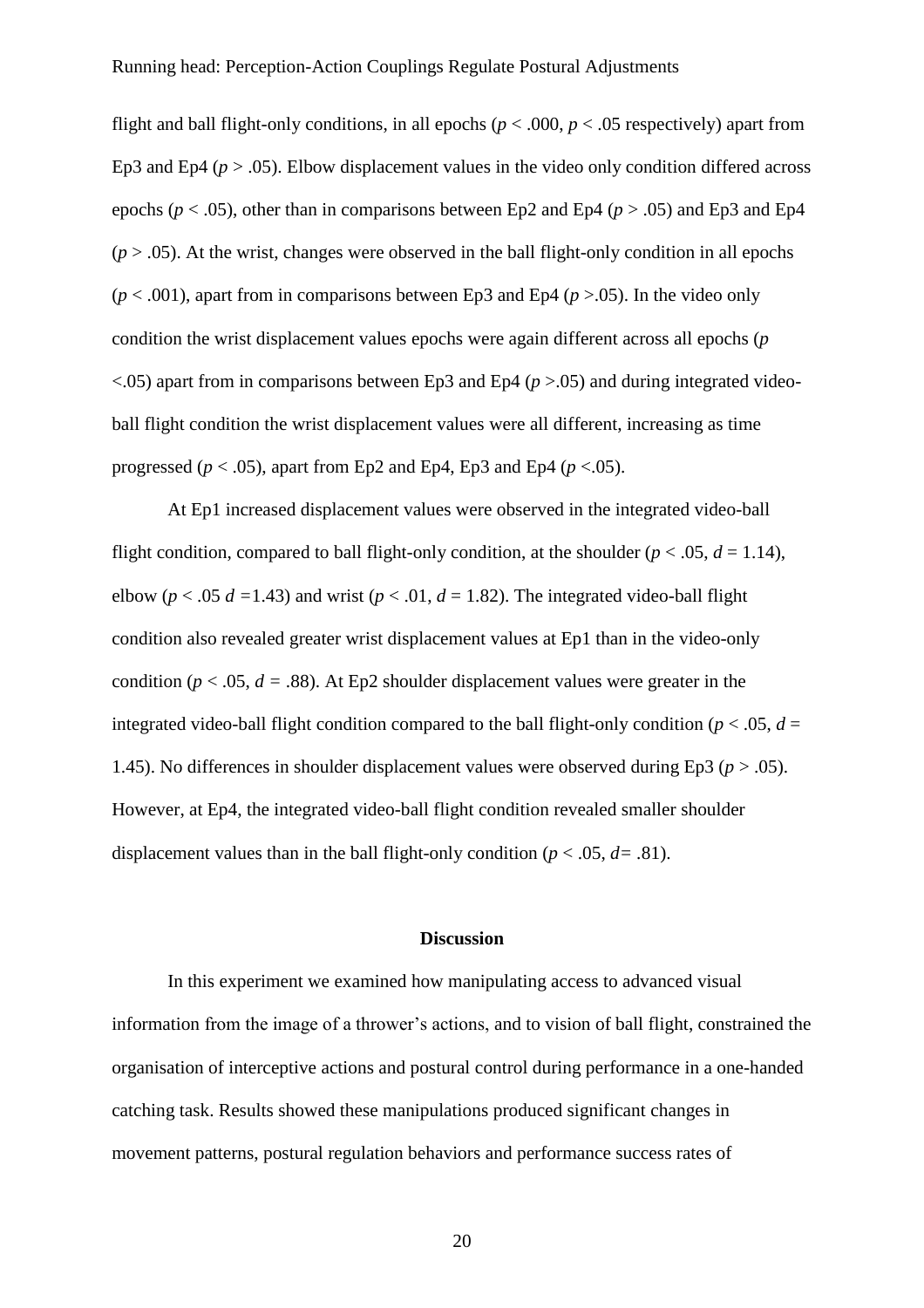flight and ball flight-only conditions, in all epochs ($p < .000$, $p < .05$ respectively) apart from Ep3 and Ep4 ($p > .05$). Elbow displacement values in the video only condition differed across epochs ($p < .05$), other than in comparisons between Ep2 and Ep4 ($p > .05$) and Ep3 and Ep4 ($p > .05$). At the wrist, changes were observed in the ball flight-only condition in all epochs ($p < .001$), apart from in comparisons between Ep3 and Ep4 ($p > .05$). In the video only condition the wrist displacement values epochs were again different across all epochs ($p < .05$) apart from in comparisons between Ep3 and Ep4 ($p > .05$) and during integrated video-ball flight condition the wrist displacement values were all different, increasing as time progressed ($p < .05$), apart from Ep2 and Ep4, Ep3 and Ep4 ($p < .05$).

At Ep1 increased displacement values were observed in the integrated video-ball flight condition, compared to ball flight-only condition, at the shoulder ($p < .05$, $d = 1.14$), elbow ($p < .05$ $d = 1.43$) and wrist ($p < .01$, $d = 1.82$). The integrated video-ball flight condition also revealed greater wrist displacement values at Ep1 than in the video-only condition ($p < .05$, $d = .88$). At Ep2 shoulder displacement values were greater in the integrated video-ball flight condition compared to the ball flight-only condition ($p < .05$, $d = 1.45$). No differences in shoulder displacement values were observed during Ep3 ($p > .05$). However, at Ep4, the integrated video-ball flight condition revealed smaller shoulder displacement values than in the ball flight-only condition ($p < .05$, $d = .81$).

## Discussion

In this experiment we examined how manipulating access to advanced visual information from the image of a thrower's actions, and to vision of ball flight, constrained the organisation of interceptive actions and postural control during performance in a one-handed catching task. Results showed these manipulations produced significant changes in movement patterns, postural regulation behaviors and performance success rates of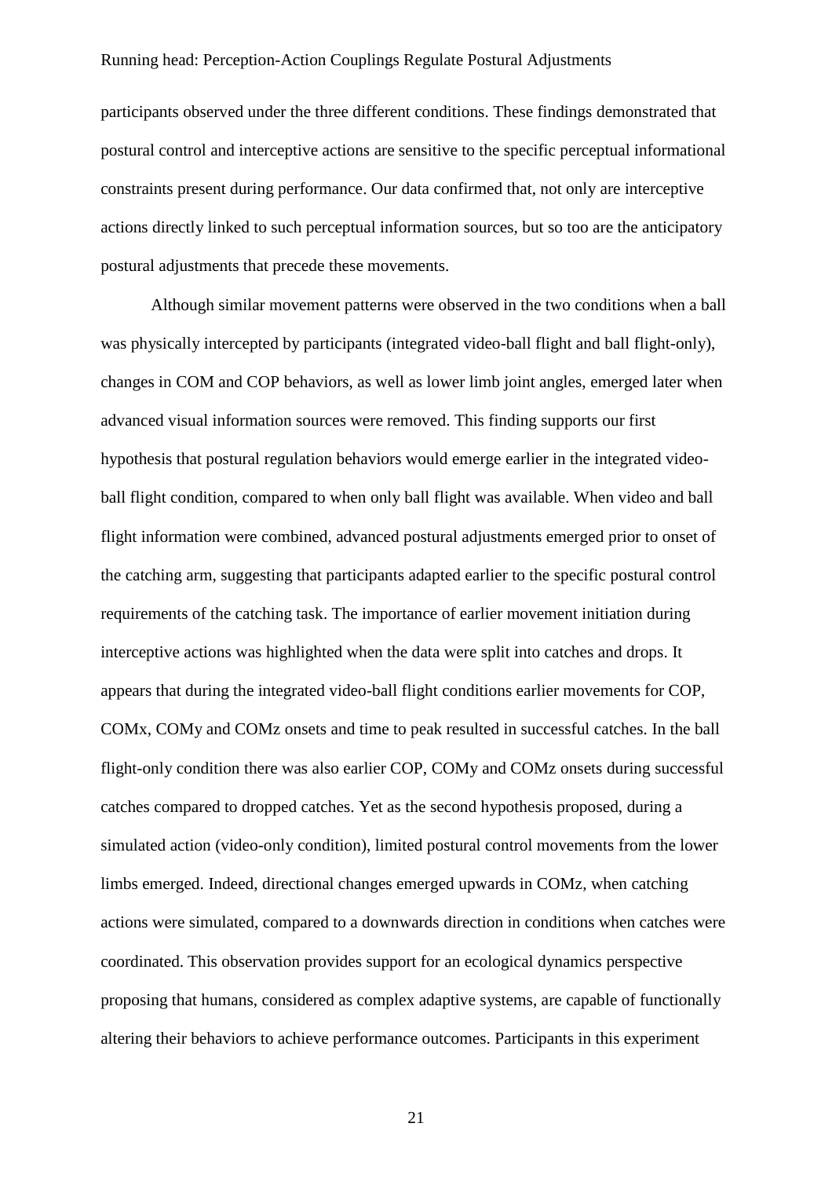participants observed under the three different conditions. These findings demonstrated that postural control and interceptive actions are sensitive to the specific perceptual informational constraints present during performance. Our data confirmed that, not only are interceptive actions directly linked to such perceptual information sources, but so too are the anticipatory postural adjustments that precede these movements.

Although similar movement patterns were observed in the two conditions when a ball was physically intercepted by participants (integrated video-ball flight and ball flight-only), changes in COM and COP behaviors, as well as lower limb joint angles, emerged later when advanced visual information sources were removed. This finding supports our first hypothesis that postural regulation behaviors would emerge earlier in the integrated video-ball flight condition, compared to when only ball flight was available. When video and ball flight information were combined, advanced postural adjustments emerged prior to onset of the catching arm, suggesting that participants adapted earlier to the specific postural control requirements of the catching task. The importance of earlier movement initiation during interceptive actions was highlighted when the data were split into catches and drops. It appears that during the integrated video-ball flight conditions earlier movements for COP, COMx, COMy and COMz onsets and time to peak resulted in successful catches. In the ball flight-only condition there was also earlier COP, COMy and COMz onsets during successful catches compared to dropped catches. Yet as the second hypothesis proposed, during a simulated action (video-only condition), limited postural control movements from the lower limbs emerged. Indeed, directional changes emerged upwards in COMz, when catching actions were simulated, compared to a downwards direction in conditions when catches were coordinated. This observation provides support for an ecological dynamics perspective proposing that humans, considered as complex adaptive systems, are capable of functionally altering their behaviors to achieve performance outcomes. Participants in this experiment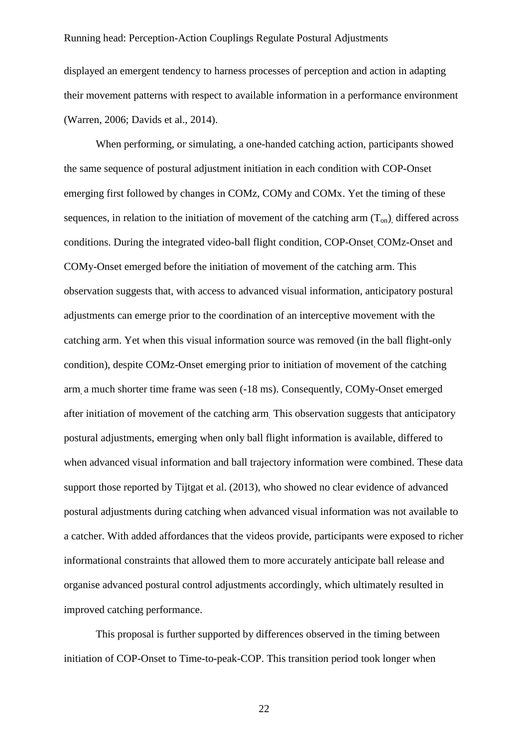displayed an emergent tendency to harness processes of perception and action in adapting their movement patterns with respect to available information in a performance environment (Warren, 2006; Davids et al., 2014).

When performing, or simulating, a one-handed catching action, participants showed the same sequence of postural adjustment initiation in each condition with COP-Onset emerging first followed by changes in COMz, COMy and COMx. Yet the timing of these sequences, in relation to the initiation of movement of the catching arm ($T_{on}$), differed across conditions. During the integrated video-ball flight condition, COP-Onset, COMz-Onset and COMy-Onset emerged before the initiation of movement of the catching arm. This observation suggests that, with access to advanced visual information, anticipatory postural adjustments can emerge prior to the coordination of an interceptive movement with the catching arm. Yet when this visual information source was removed (in the ball flight-only condition), despite COMz-Onset emerging prior to initiation of movement of the catching arm, a much shorter time frame was seen (-18 ms). Consequently, COMy-Onset emerged after initiation of movement of the catching arm. This observation suggests that anticipatory postural adjustments, emerging when only ball flight information is available, differed to when advanced visual information and ball trajectory information were combined. These data support those reported by Tijtgat et al. (2013), who showed no clear evidence of advanced postural adjustments during catching when advanced visual information was not available to a catcher. With added affordances that the videos provide, participants were exposed to richer informational constraints that allowed them to more accurately anticipate ball release and organise advanced postural control adjustments accordingly, which ultimately resulted in improved catching performance.

This proposal is further supported by differences observed in the timing between initiation of COP-Onset to Time-to-peak-COP. This transition period took longer when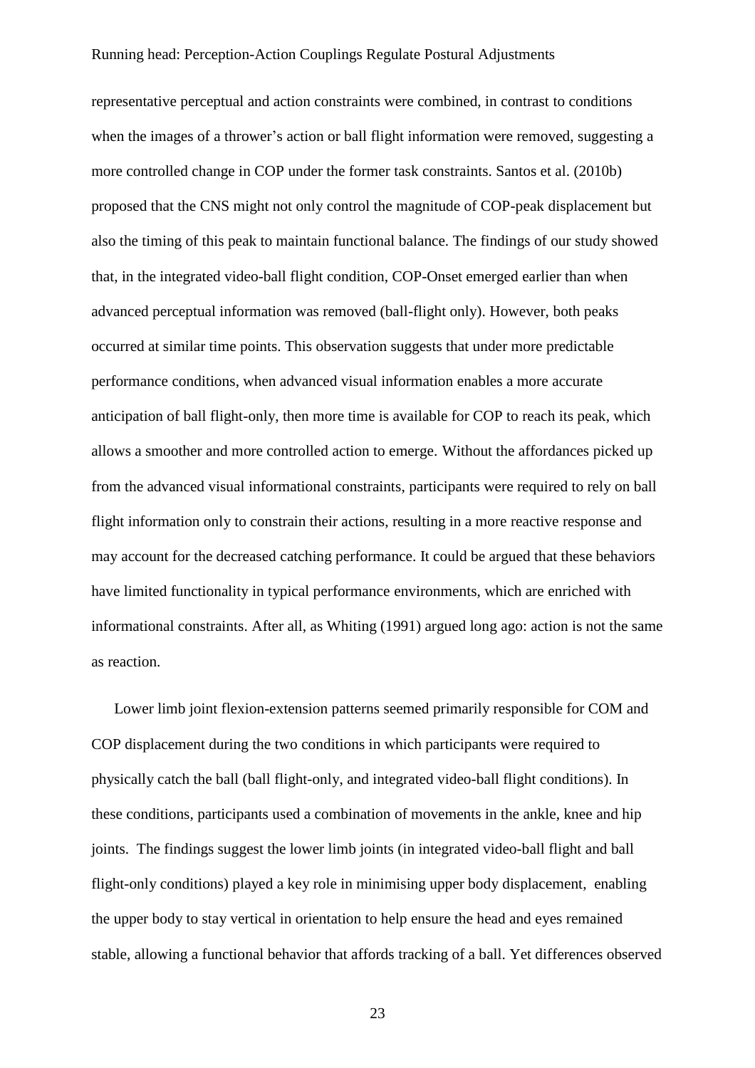representative perceptual and action constraints were combined, in contrast to conditions when the images of a thrower's action or ball flight information were removed, suggesting a more controlled change in COP under the former task constraints. Santos et al. (2010b) proposed that the CNS might not only control the magnitude of COP-peak displacement but also the timing of this peak to maintain functional balance. The findings of our study showed that, in the integrated video-ball flight condition, COP-Onset emerged earlier than when advanced perceptual information was removed (ball-flight only). However, both peaks occurred at similar time points. This observation suggests that under more predictable performance conditions, when advanced visual information enables a more accurate anticipation of ball flight-only, then more time is available for COP to reach its peak, which allows a smoother and more controlled action to emerge. Without the affordances picked up from the advanced visual informational constraints, participants were required to rely on ball flight information only to constrain their actions, resulting in a more reactive response and may account for the decreased catching performance. It could be argued that these behaviors have limited functionality in typical performance environments, which are enriched with informational constraints. After all, as Whiting (1991) argued long ago: action is not the same as reaction.

Lower limb joint flexion-extension patterns seemed primarily responsible for COM and COP displacement during the two conditions in which participants were required to physically catch the ball (ball flight-only, and integrated video-ball flight conditions). In these conditions, participants used a combination of movements in the ankle, knee and hip joints. The findings suggest the lower limb joints (in integrated video-ball flight and ball flight-only conditions) played a key role in minimising upper body displacement, enabling the upper body to stay vertical in orientation to help ensure the head and eyes remained stable, allowing a functional behavior that affords tracking of a ball. Yet differences observed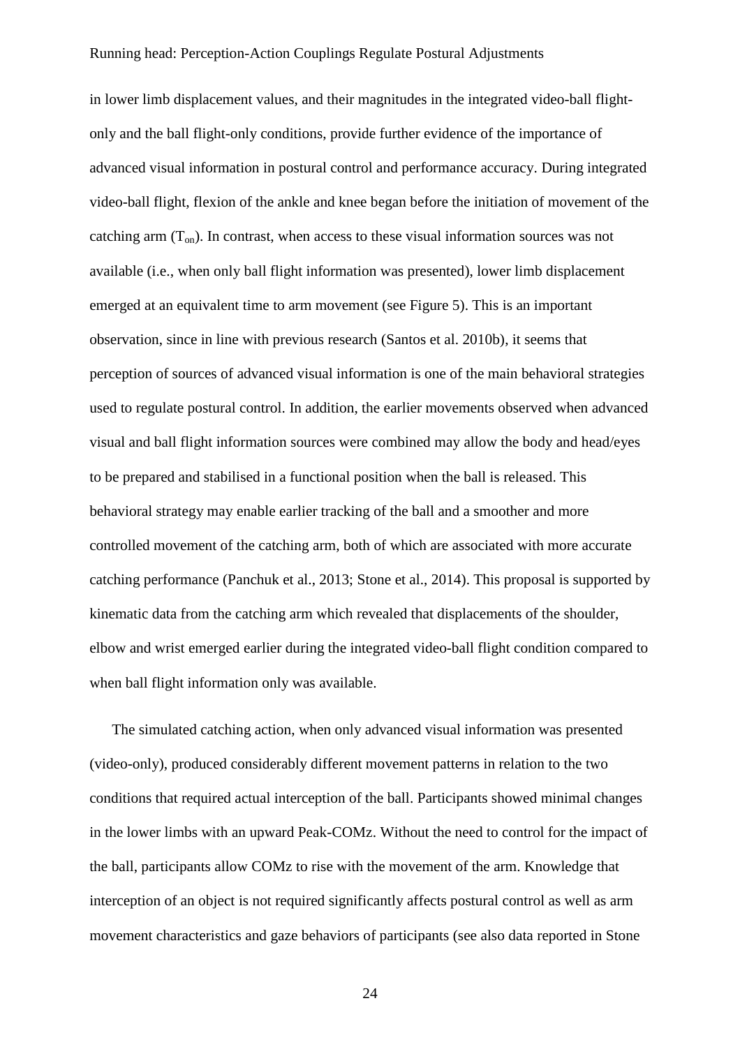in lower limb displacement values, and their magnitudes in the integrated video-ball flight-only and the ball flight-only conditions, provide further evidence of the importance of advanced visual information in postural control and performance accuracy. During integrated video-ball flight, flexion of the ankle and knee began before the initiation of movement of the catching arm ($T_{on}$). In contrast, when access to these visual information sources was not available (i.e., when only ball flight information was presented), lower limb displacement emerged at an equivalent time to arm movement (see Figure 5). This is an important observation, since in line with previous research (Santos et al. 2010b), it seems that perception of sources of advanced visual information is one of the main behavioral strategies used to regulate postural control. In addition, the earlier movements observed when advanced visual and ball flight information sources were combined may allow the body and head/eyes to be prepared and stabilised in a functional position when the ball is released. This behavioral strategy may enable earlier tracking of the ball and a smoother and more controlled movement of the catching arm, both of which are associated with more accurate catching performance (Panchuk et al., 2013; Stone et al., 2014). This proposal is supported by kinematic data from the catching arm which revealed that displacements of the shoulder, elbow and wrist emerged earlier during the integrated video-ball flight condition compared to when ball flight information only was available.

The simulated catching action, when only advanced visual information was presented (video-only), produced considerably different movement patterns in relation to the two conditions that required actual interception of the ball. Participants showed minimal changes in the lower limbs with an upward Peak-COMz. Without the need to control for the impact of the ball, participants allow COMz to rise with the movement of the arm. Knowledge that interception of an object is not required significantly affects postural control as well as arm movement characteristics and gaze behaviors of participants (see also data reported in Stone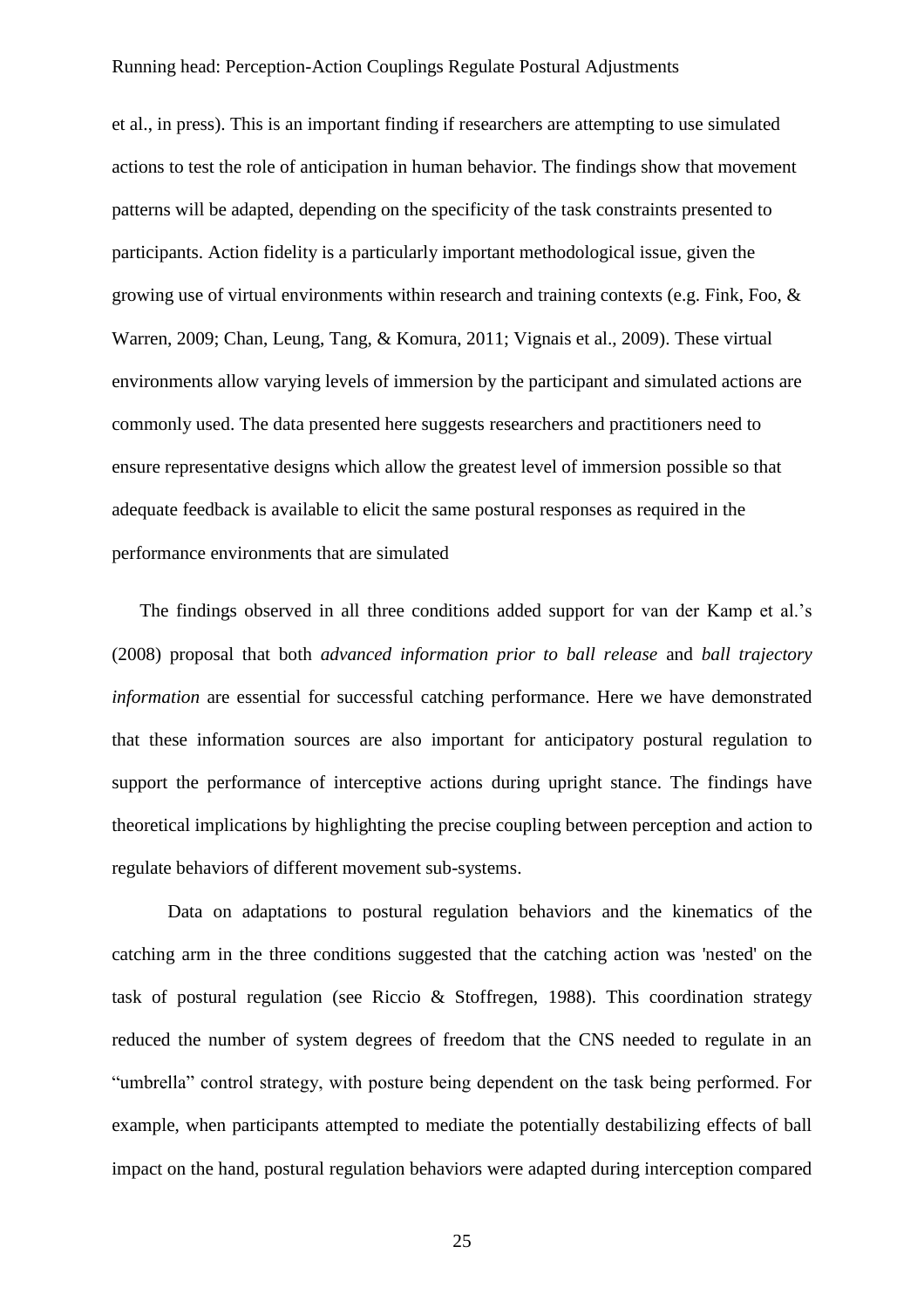et al., in press). This is an important finding if researchers are attempting to use simulated actions to test the role of anticipation in human behavior. The findings show that movement patterns will be adapted, depending on the specificity of the task constraints presented to participants. Action fidelity is a particularly important methodological issue, given the growing use of virtual environments within research and training contexts (e.g. Fink, Foo, & Warren, 2009; Chan, Leung, Tang, & Komura, 2011; Vignais et al., 2009). These virtual environments allow varying levels of immersion by the participant and simulated actions are commonly used. The data presented here suggests researchers and practitioners need to ensure representative designs which allow the greatest level of immersion possible so that adequate feedback is available to elicit the same postural responses as required in the performance environments that are simulated

The findings observed in all three conditions added support for van der Kamp et al.'s (2008) proposal that both *advanced information prior to ball release* and *ball trajectory information* are essential for successful catching performance. Here we have demonstrated that these information sources are also important for anticipatory postural regulation to support the performance of interceptive actions during upright stance. The findings have theoretical implications by highlighting the precise coupling between perception and action to regulate behaviors of different movement sub-systems.

Data on adaptations to postural regulation behaviors and the kinematics of the catching arm in the three conditions suggested that the catching action was 'nested' on the task of postural regulation (see Riccio & Stoffregen, 1988). This coordination strategy reduced the number of system degrees of freedom that the CNS needed to regulate in an "umbrella" control strategy, with posture being dependent on the task being performed. For example, when participants attempted to mediate the potentially destabilizing effects of ball impact on the hand, postural regulation behaviors were adapted during interception compared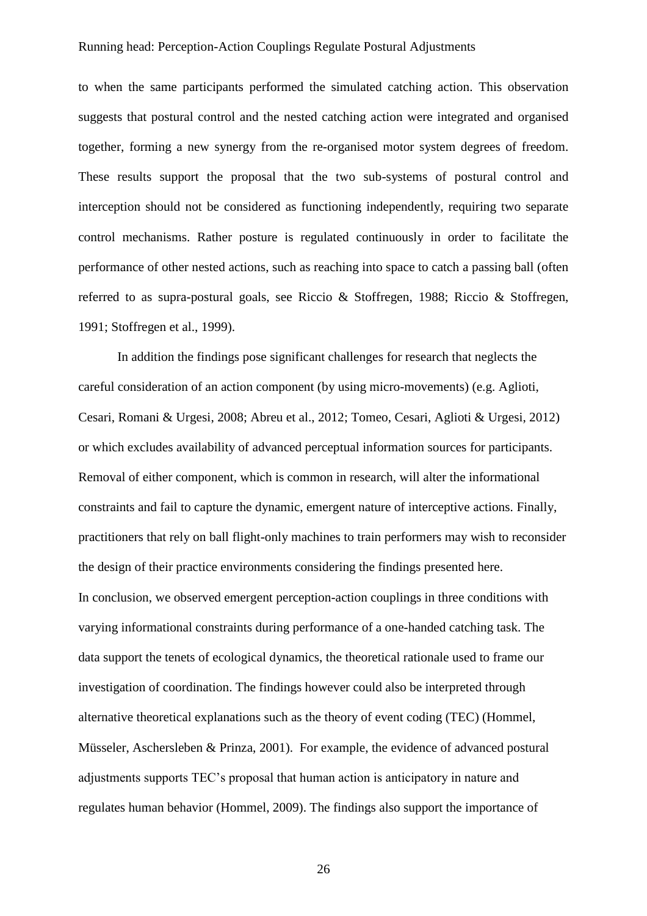to when the same participants performed the simulated catching action. This observation suggests that postural control and the nested catching action were integrated and organised together, forming a new synergy from the re-organised motor system degrees of freedom. These results support the proposal that the two sub-systems of postural control and interception should not be considered as functioning independently, requiring two separate control mechanisms. Rather posture is regulated continuously in order to facilitate the performance of other nested actions, such as reaching into space to catch a passing ball (often referred to as supra-postural goals, see Riccio & Stoffregen, 1988; Riccio & Stoffregen, 1991; Stoffregen et al., 1999).

In addition the findings pose significant challenges for research that neglects the careful consideration of an action component (by using micro-movements) (e.g. Aglioti, Cesari, Romani & Urgesi, 2008; Abreu et al., 2012; Tomeo, Cesari, Aglioti & Urgesi, 2012) or which excludes availability of advanced perceptual information sources for participants. Removal of either component, which is common in research, will alter the informational constraints and fail to capture the dynamic, emergent nature of interceptive actions. Finally, practitioners that rely on ball flight-only machines to train performers may wish to reconsider the design of their practice environments considering the findings presented here.

In conclusion, we observed emergent perception-action couplings in three conditions with varying informational constraints during performance of a one-handed catching task. The data support the tenets of ecological dynamics, the theoretical rationale used to frame our investigation of coordination. The findings however could also be interpreted through alternative theoretical explanations such as the theory of event coding (TEC) (Hommel, Müsseler, Aschersleben & Prinza, 2001). For example, the evidence of advanced postural adjustments supports TEC's proposal that human action is anticipatory in nature and regulates human behavior (Hommel, 2009). The findings also support the importance of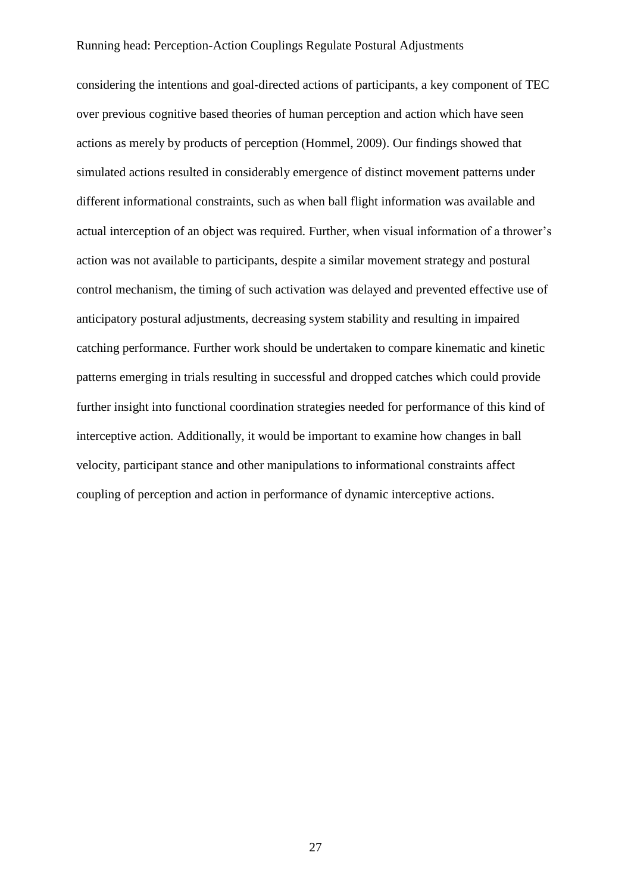considering the intentions and goal-directed actions of participants, a key component of TEC over previous cognitive based theories of human perception and action which have seen actions as merely by products of perception (Hommel, 2009). Our findings showed that simulated actions resulted in considerably emergence of distinct movement patterns under different informational constraints, such as when ball flight information was available and actual interception of an object was required. Further, when visual information of a thrower's action was not available to participants, despite a similar movement strategy and postural control mechanism, the timing of such activation was delayed and prevented effective use of anticipatory postural adjustments, decreasing system stability and resulting in impaired catching performance. Further work should be undertaken to compare kinematic and kinetic patterns emerging in trials resulting in successful and dropped catches which could provide further insight into functional coordination strategies needed for performance of this kind of interceptive action. Additionally, it would be important to examine how changes in ball velocity, participant stance and other manipulations to informational constraints affect coupling of perception and action in performance of dynamic interceptive actions.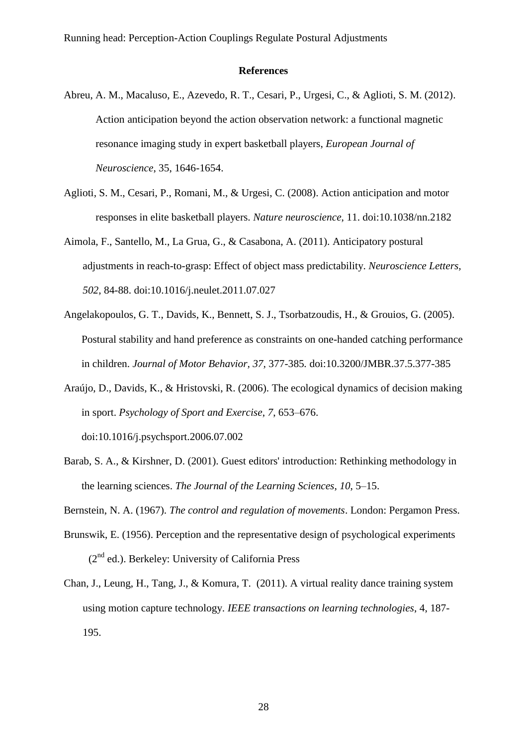**References**

Abreu, A. M., Macaluso, E., Azevedo, R. T., Cesari, P., Urgesi, C., & Aglioti, S. M. (2012). Action anticipation beyond the action observation network: a functional magnetic resonance imaging study in expert basketball players, *European Journal of Neuroscience*, 35, 1646-1654.

Aglioti, S. M., Cesari, P., Romani, M., & Urgesi, C. (2008). Action anticipation and motor responses in elite basketball players. *Nature neuroscience*, 11. doi:10.1038/nn.2182

Aimola, F., Santello, M., La Grua, G., & Casabona, A. (2011). Anticipatory postural adjustments in reach-to-grasp: Effect of object mass predictability. *Neuroscience Letters, 502*, 84-88. doi:10.1016/j.neulet.2011.07.027

Angelakopoulos, G. T., Davids, K., Bennett, S. J., Tsorbatzoudis, H., & Grouios, G. (2005). Postural stability and hand preference as constraints on one-handed catching performance in children. *Journal of Motor Behavior, 37*, 377-385. doi:10.3200/JMBR.37.5.377-385

Araújo, D., Davids, K., & Hristovski, R. (2006). The ecological dynamics of decision making in sport. *Psychology of Sport and Exercise*, *7*, 653–676. doi:10.1016/j.psychsport.2006.07.002

Barab, S. A., & Kirshner, D. (2001). Guest editors' introduction: Rethinking methodology in the learning sciences. *The Journal of the Learning Sciences*, *10*, 5–15.

Bernstein, N. A. (1967). *The control and regulation of movements*. London: Pergamon Press.

Brunswik, E. (1956). Perception and the representative design of psychological experiments (2nd ed.). Berkeley: University of California Press

Chan, J., Leung, H., Tang, J., & Komura, T. (2011). A virtual reality dance training system using motion capture technology. *IEEE transactions on learning technologies*, 4, 187-195.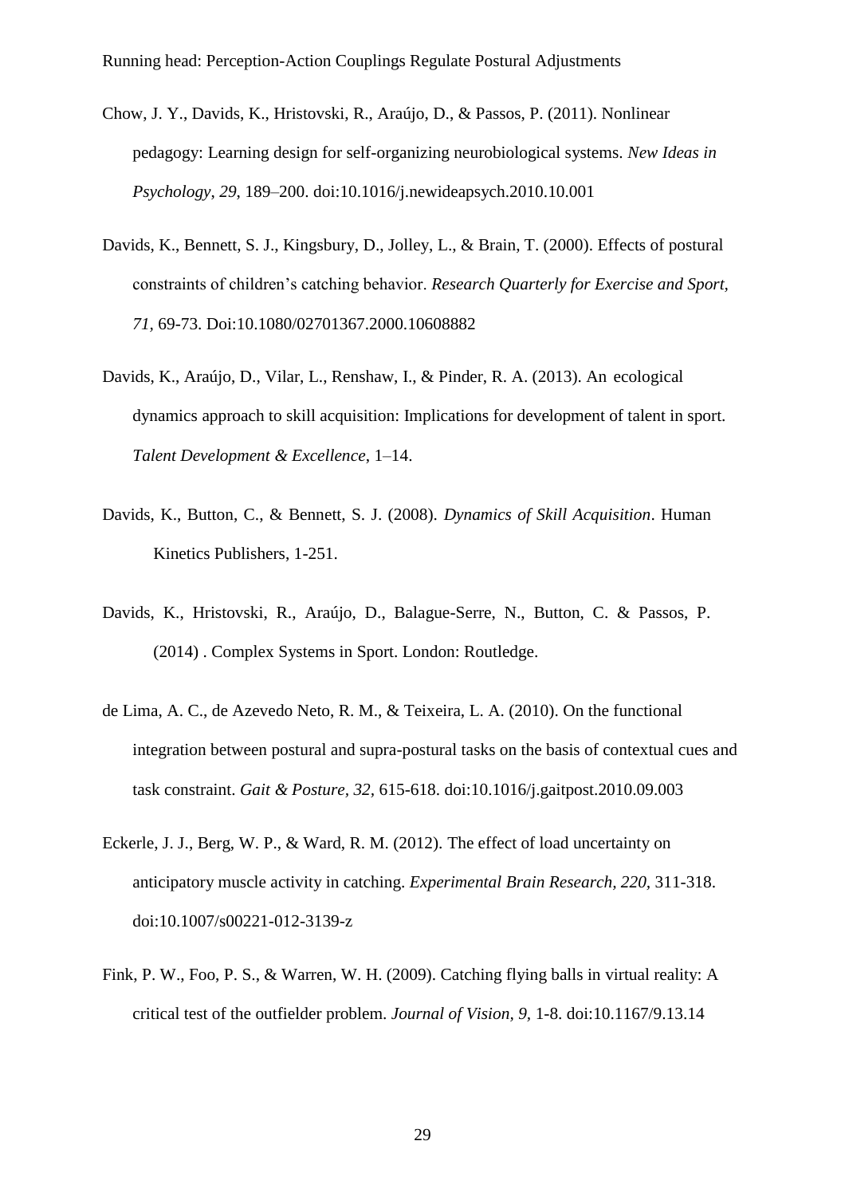Chow, J. Y., Davids, K., Hristovski, R., Araújo, D., & Passos, P. (2011). Nonlinear pedagogy: Learning design for self-organizing neurobiological systems. *New Ideas in Psychology, 29*, 189–200. doi:10.1016/j.newideapsych.2010.10.001

Davids, K., Bennett, S. J., Kingsbury, D., Jolley, L., & Brain, T. (2000). Effects of postural constraints of children's catching behavior. *Research Quarterly for Exercise and Sport, 71*, 69-73. Doi:10.1080/02701367.2000.10608882

Davids, K., Araújo, D., Vilar, L., Renshaw, I., & Pinder, R. A. (2013). An ecological dynamics approach to skill acquisition: Implications for development of talent in sport. *Talent Development & Excellence*, 1–14.

Davids, K., Button, C., & Bennett, S. J. (2008). *Dynamics of Skill Acquisition*. Human Kinetics Publishers, 1-251.

Davids, K., Hristovski, R., Araújo, D., Balague-Serre, N., Button, C. & Passos, P. (2014) . Complex Systems in Sport. London: Routledge.

de Lima, A. C., de Azevedo Neto, R. M., & Teixeira, L. A. (2010). On the functional integration between postural and supra-postural tasks on the basis of contextual cues and task constraint. *Gait & Posture, 32*, 615-618. doi:10.1016/j.gaitpost.2010.09.003

Eckerle, J. J., Berg, W. P., & Ward, R. M. (2012). The effect of load uncertainty on anticipatory muscle activity in catching. *Experimental Brain Research, 220*, 311-318. doi:10.1007/s00221-012-3139-z

Fink, P. W., Foo, P. S., & Warren, W. H. (2009). Catching flying balls in virtual reality: A critical test of the outfielder problem. *Journal of Vision, 9*, 1-8. doi:10.1167/9.13.14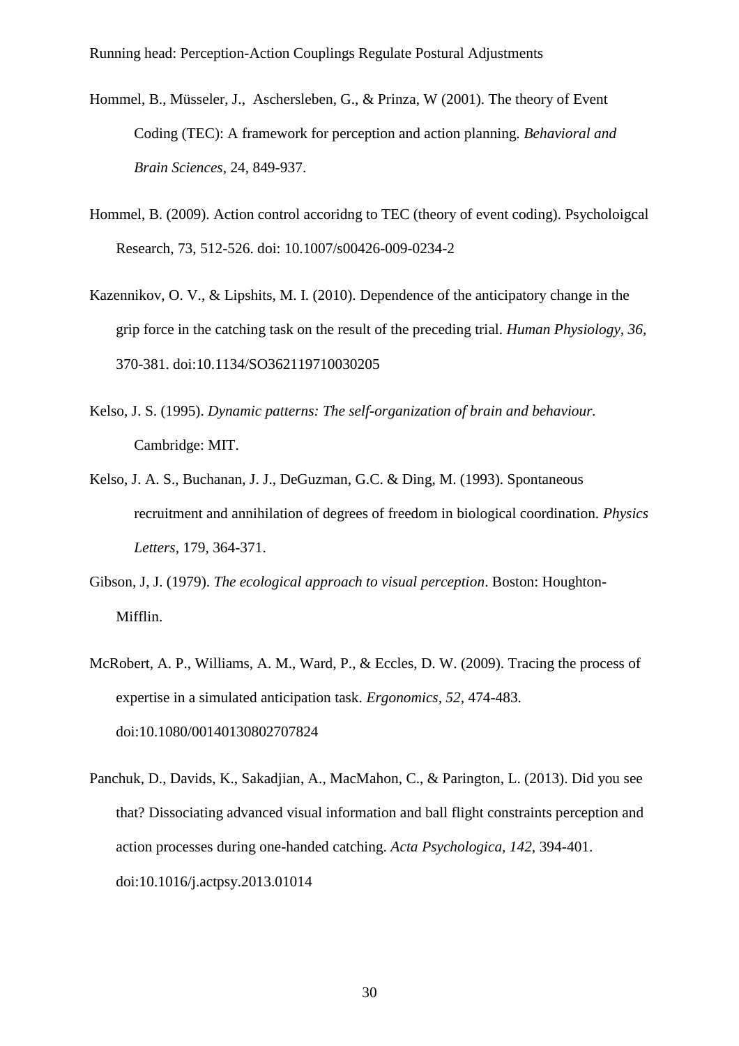Hommel, B., Müsseler, J., Aschersleben, G., & Prinza, W (2001). The theory of Event Coding (TEC): A framework for perception and action planning. *Behavioral and Brain Sciences*, 24, 849-937.

Hommel, B. (2009). Action control accoridng to TEC (theory of event coding). Psycholoigcal Research, 73, 512-526. doi: 10.1007/s00426-009-0234-2

Kazennikov, O. V., & Lipshits, M. I. (2010). Dependence of the anticipatory change in the grip force in the catching task on the result of the preceding trial. *Human Physiology, 36*, 370-381. doi:10.1134/SO362119710030205

Kelso, J. S. (1995). *Dynamic patterns: The self-organization of brain and behaviour.* Cambridge: MIT.

Kelso, J. A. S., Buchanan, J. J., DeGuzman, G.C. & Ding, M. (1993). Spontaneous recruitment and annihilation of degrees of freedom in biological coordination. *Physics Letters*, 179, 364-371.

Gibson, J, J. (1979). *The ecological approach to visual perception*. Boston: Houghton-Mifflin.

McRobert, A. P., Williams, A. M., Ward, P., & Eccles, D. W. (2009). Tracing the process of expertise in a simulated anticipation task. *Ergonomics, 52*, 474-483. doi:10.1080/00140130802707824

Panchuk, D., Davids, K., Sakadjian, A., MacMahon, C., & Parington, L. (2013). Did you see that? Dissociating advanced visual information and ball flight constraints perception and action processes during one-handed catching. *Acta Psychologica, 142*, 394-401. doi:10.1016/j.actpsy.2013.01014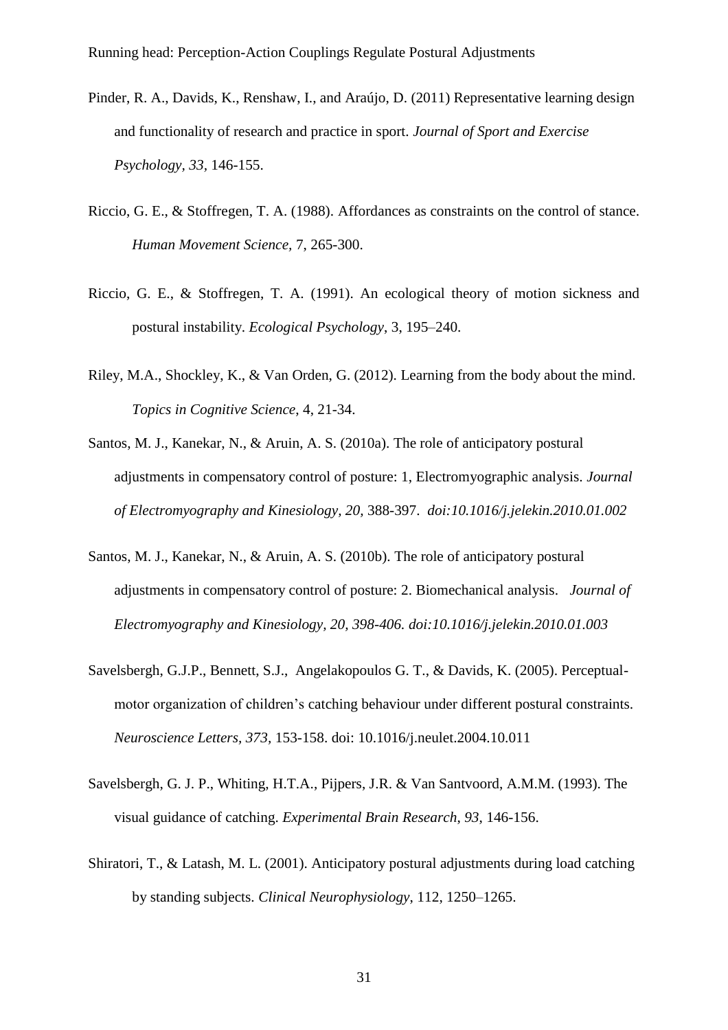Pinder, R. A., Davids, K., Renshaw, I., and Araújo, D. (2011) Representative learning design and functionality of research and practice in sport. *Journal of Sport and Exercise Psychology, 33,* 146-155.

Riccio, G. E., & Stoffregen, T. A. (1988). Affordances as constraints on the control of stance. *Human Movement Science*, 7, 265-300.

Riccio, G. E., & Stoffregen, T. A. (1991). An ecological theory of motion sickness and postural instability. *Ecological Psychology*, 3, 195–240.

Riley, M.A., Shockley, K., & Van Orden, G. (2012). Learning from the body about the mind. *Topics in Cognitive Science*, 4, 21-34.

Santos, M. J., Kanekar, N., & Aruin, A. S. (2010a). The role of anticipatory postural adjustments in compensatory control of posture: 1, Electromyographic analysis. *Journal of Electromyography and Kinesiology, 20,* 388-397. *doi:10.1016/j.jelekin.2010.01.002*

Santos, M. J., Kanekar, N., & Aruin, A. S. (2010b). The role of anticipatory postural adjustments in compensatory control of posture: 2. Biomechanical analysis. *Journal of Electromyography and Kinesiology, 20, 398-406. doi:10.1016/j.jelekin.2010.01.003*

Savelsbergh, G.J.P., Bennett, S.J., Angelakopoulos G. T., & Davids, K. (2005). Perceptual-motor organization of children's catching behaviour under different postural constraints. *Neuroscience Letters, 373,* 153-158. doi: 10.1016/j.neulet.2004.10.011

Savelsbergh, G. J. P., Whiting, H.T.A., Pijpers, J.R. & Van Santvoord, A.M.M. (1993). The visual guidance of catching. *Experimental Brain Research*, *93*, 146-156.

Shiratori, T., & Latash, M. L. (2001). Anticipatory postural adjustments during load catching by standing subjects. *Clinical Neurophysiology*, 112, 1250–1265.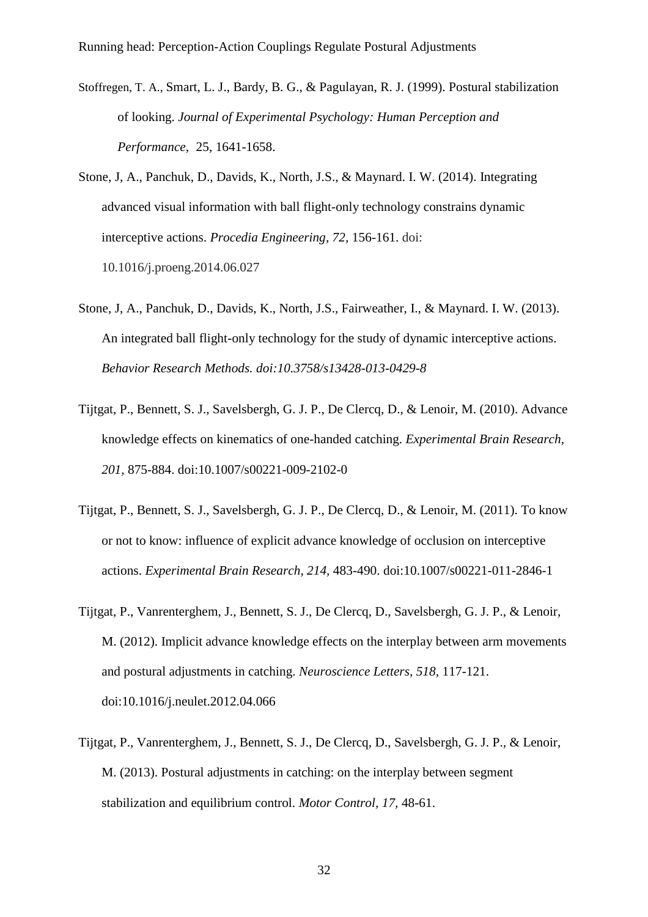Stoffregen, T. A., Smart, L. J., Bardy, B. G., & Pagulayan, R. J. (1999). Postural stabilization of looking. *Journal of Experimental Psychology: Human Perception and Performance*, 25, 1641-1658.

Stone, J, A., Panchuk, D., Davids, K., North, J.S., & Maynard. I. W. (2014). Integrating advanced visual information with ball flight-only technology constrains dynamic interceptive actions. *Procedia Engineering*, *72*, 156-161. doi: 10.1016/j.proeng.2014.06.027

Stone, J, A., Panchuk, D., Davids, K., North, J.S., Fairweather, I., & Maynard. I. W. (2013). An integrated ball flight-only technology for the study of dynamic interceptive actions. *Behavior Research Methods. doi:10.3758/s13428-013-0429-8*

Tijtgat, P., Bennett, S. J., Savelsbergh, G. J. P., De Clercq, D., & Lenoir, M. (2010). Advance knowledge effects on kinematics of one-handed catching. *Experimental Brain Research, 201,* 875-884. doi:10.1007/s00221-009-2102-0

Tijtgat, P., Bennett, S. J., Savelsbergh, G. J. P., De Clercq, D., & Lenoir, M. (2011). To know or not to know: influence of explicit advance knowledge of occlusion on interceptive actions. *Experimental Brain Research, 214,* 483-490. doi:10.1007/s00221-011-2846-1

Tijtgat, P., Vanrenterghem, J., Bennett, S. J., De Clercq, D., Savelsbergh, G. J. P., & Lenoir, M. (2012). Implicit advance knowledge effects on the interplay between arm movements and postural adjustments in catching. *Neuroscience Letters, 518,* 117-121. doi:10.1016/j.neulet.2012.04.066

Tijtgat, P., Vanrenterghem, J., Bennett, S. J., De Clercq, D., Savelsbergh, G. J. P., & Lenoir, M. (2013). Postural adjustments in catching: on the interplay between segment stabilization and equilibrium control. *Motor Control, 17,* 48-61.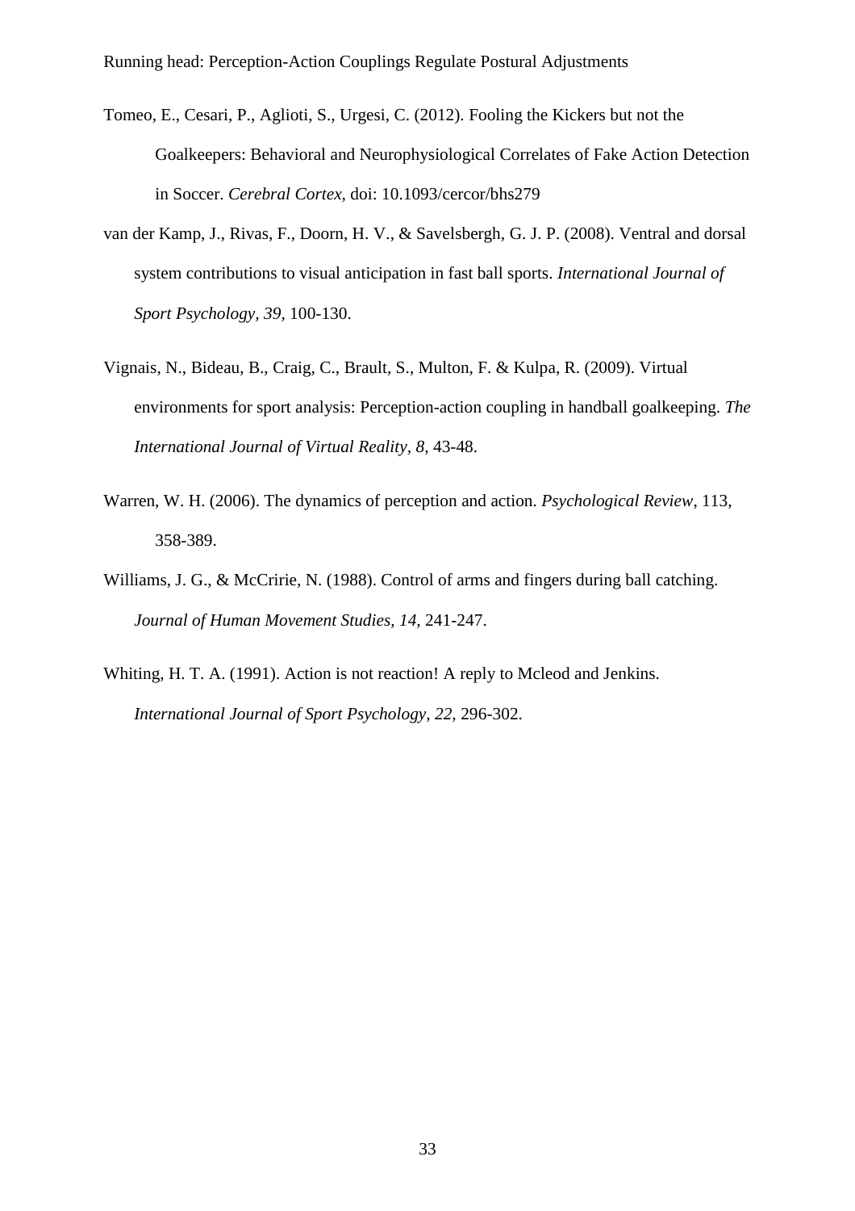Tomeo, E., Cesari, P., Aglioti, S., Urgesi, C. (2012). Fooling the Kickers but not the Goalkeepers: Behavioral and Neurophysiological Correlates of Fake Action Detection in Soccer. *Cerebral Cortex,* doi: 10.1093/cercor/bhs279

van der Kamp, J., Rivas, F., Doorn, H. V., & Savelsbergh, G. J. P. (2008). Ventral and dorsal system contributions to visual anticipation in fast ball sports. *International Journal of Sport Psychology, 39,* 100-130.

Vignais, N., Bideau, B., Craig, C., Brault, S., Multon, F. & Kulpa, R. (2009). Virtual environments for sport analysis: Perception-action coupling in handball goalkeeping. *The International Journal of Virtual Reality, 8,* 43-48.

Warren, W. H. (2006). The dynamics of perception and action. *Psychological Review*, 113, 358-389.

Williams, J. G., & McCririe, N. (1988). Control of arms and fingers during ball catching. *Journal of Human Movement Studies, 14,* 241-247.

Whiting, H. T. A. (1991). Action is not reaction! A reply to Mcleod and Jenkins. *International Journal of Sport Psychology, 22,* 296-302.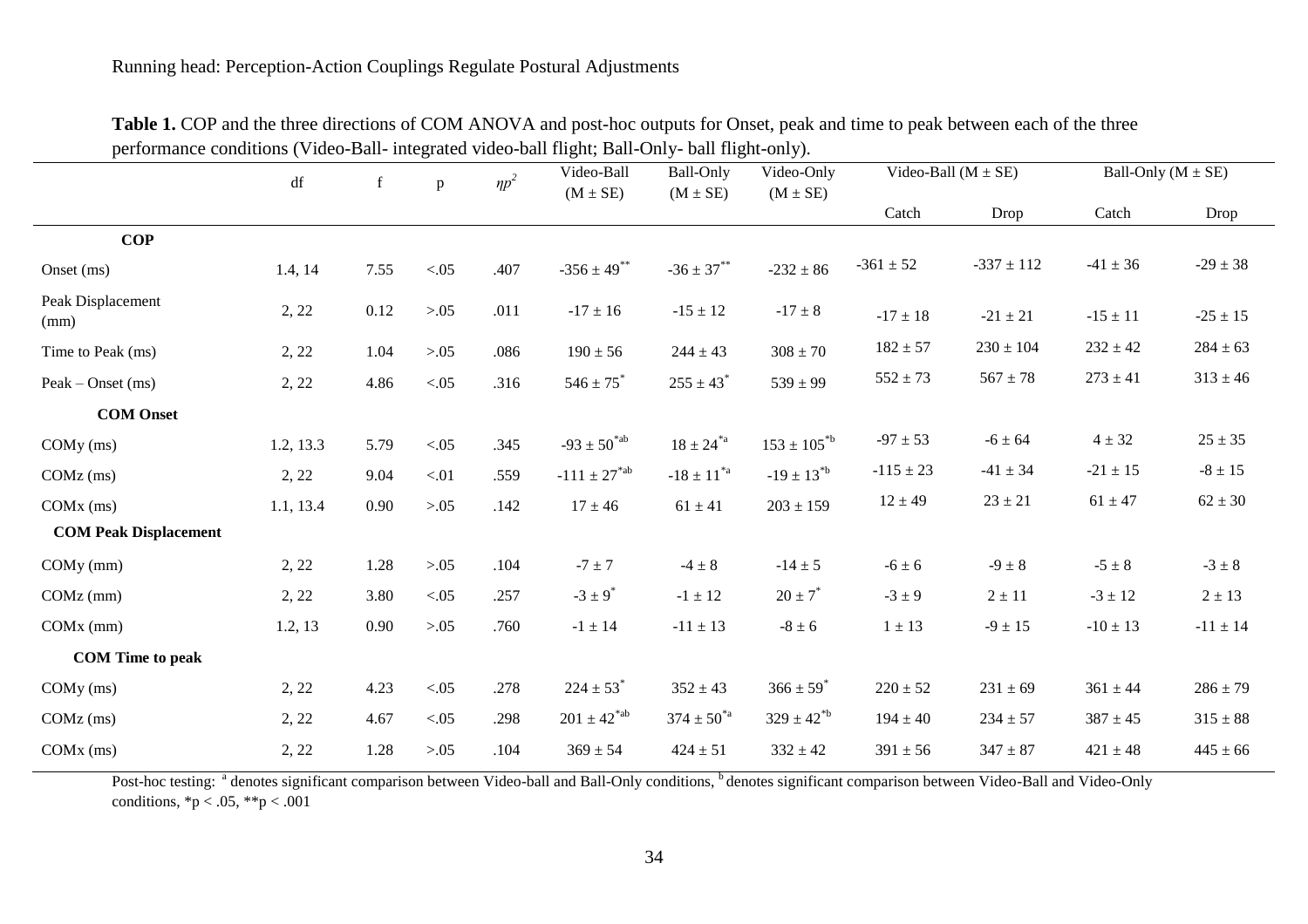**Table 1.** COP and the three directions of COM ANOVA and post-hoc outputs for Onset, peak and time to peak between each of the three performance conditions (Video-Ball- integrated video-ball flight; Ball-Only- ball flight-only).

| | df | f | p | $\eta p^2$ | Video-Ball (M ± SE) | Ball-Only (M ± SE) | Video-Only (M ± SE) | Video-Ball (M ± SE) | | Ball-Only (M ± SE) | |
|---|---|---|---|---|---|---|---|---|---|---|---|
| | | | | | | | | Catch | Drop | Catch | Drop |
| **COP** | | | | | | | | | | | |
| Onset (ms) | 1.4, 14 | 7.55 | <.05 | .407 | -356 ± 49** | -36 ± 37** | -232 ± 86 | -361 ± 52 | -337 ± 112 | -41 ± 36 | -29 ± 38 |
| Peak Displacement (mm) | 2, 22 | 0.12 | >.05 | .011 | -17 ± 16 | -15 ± 12 | -17 ± 8 | -17 ± 18 | -21 ± 21 | -15 ± 11 | -25 ± 15 |
| Time to Peak (ms) | 2, 22 | 1.04 | >.05 | .086 | 190 ± 56 | 244 ± 43 | 308 ± 70 | 182 ± 57 | 230 ± 104 | 232 ± 42 | 284 ± 63 |
| Peak – Onset (ms) | 2, 22 | 4.86 | <.05 | .316 | 546 ± 75* | 255 ± 43* | 539 ± 99 | 552 ± 73 | 567 ± 78 | 273 ± 41 | 313 ± 46 |
| **COM Onset** | | | | | | | | | | | |
| COMy (ms) | 1.2, 13.3 | 5.79 | <.05 | .345 | -93 ± 50*ab | 18 ± 24*a | 153 ± 105*b | -97 ± 53 | -6 ± 64 | 4 ± 32 | 25 ± 35 |
| COMz (ms) | 2, 22 | 9.04 | <.01 | .559 | -111 ± 27*ab | -18 ± 11*a | -19 ± 13*b | -115 ± 23 | -41 ± 34 | -21 ± 15 | -8 ± 15 |
| COMx (ms) | 1.1, 13.4 | 0.90 | >.05 | .142 | 17 ± 46 | 61 ± 41 | 203 ± 159 | 12 ± 49 | 23 ± 21 | 61 ± 47 | 62 ± 30 |
| **COM Peak Displacement** | | | | | | | | | | | |
| COMy (mm) | 2, 22 | 1.28 | >.05 | .104 | -7 ± 7 | -4 ± 8 | -14 ± 5 | -6 ± 6 | -9 ± 8 | -5 ± 8 | -3 ± 8 |
| COMz (mm) | 2, 22 | 3.80 | <.05 | .257 | -3 ± 9* | -1 ± 12 | 20 ± 7* | -3 ± 9 | 2 ± 11 | -3 ± 12 | 2 ± 13 |
| COMx (mm) | 1.2, 13 | 0.90 | >.05 | .760 | -1 ± 14 | -11 ± 13 | -8 ± 6 | 1 ± 13 | -9 ± 15 | -10 ± 13 | -11 ± 14 |
| **COM Time to peak** | | | | | | | | | | | |
| COMy (ms) | 2, 22 | 4.23 | <.05 | .278 | 224 ± 53* | 352 ± 43 | 366 ± 59* | 220 ± 52 | 231 ± 69 | 361 ± 44 | 286 ± 79 |
| COMz (ms) | 2, 22 | 4.67 | <.05 | .298 | 201 ± 42*ab | 374 ± 50*a | 329 ± 42*b | 194 ± 40 | 234 ± 57 | 387 ± 45 | 315 ± 88 |
| COMx (ms) | 2, 22 | 1.28 | >.05 | .104 | 369 ± 54 | 424 ± 51 | 332 ± 42 | 391 ± 56 | 347 ± 87 | 421 ± 48 | 445 ± 66 |

Post-hoc testing: [a] denotes significant comparison between Video-ball and Ball-Only conditions, [b] denotes significant comparison between Video-Ball and Video-Only conditions, *p < .05, **p < .001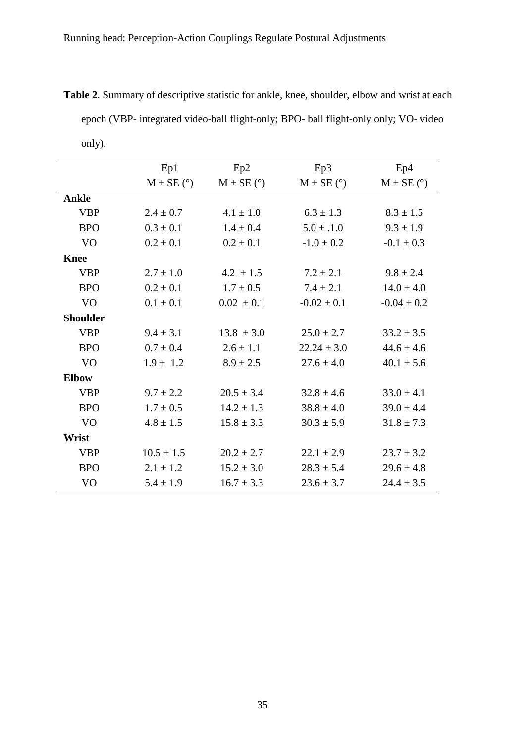**Table 2**. Summary of descriptive statistic for ankle, knee, shoulder, elbow and wrist at each epoch (VBP- integrated video-ball flight-only; BPO- ball flight-only only; VO- video only).

| | Ep1 | Ep2 | Ep3 | Ep4 |
|---|---|---|---|---|
| | M ± SE (°) | M ± SE (°) | M ± SE (°) | M ± SE (°) |
| **Ankle** | | | | |
| VBP | 2.4 ± 0.7 | 4.1 ± 1.0 | 6.3 ± 1.3 | 8.3 ± 1.5 |
| BPO | 0.3 ± 0.1 | 1.4 ± 0.4 | 5.0 ± .1.0 | 9.3 ± 1.9 |
| VO | 0.2 ± 0.1 | 0.2 ± 0.1 | -1.0 ± 0.2 | -0.1 ± 0.3 |
| **Knee** | | | | |
| VBP | 2.7 ± 1.0 | 4.2 ± 1.5 | 7.2 ± 2.1 | 9.8 ± 2.4 |
| BPO | 0.2 ± 0.1 | 1.7 ± 0.5 | 7.4 ± 2.1 | 14.0 ± 4.0 |
| VO | 0.1 ± 0.1 | 0.02 ± 0.1 | -0.02 ± 0.1 | -0.04 ± 0.2 |
| **Shoulder** | | | | |
| VBP | 9.4 ± 3.1 | 13.8 ± 3.0 | 25.0 ± 2.7 | 33.2 ± 3.5 |
| BPO | 0.7 ± 0.4 | 2.6 ± 1.1 | 22.24 ± 3.0 | 44.6 ± 4.6 |
| VO | 1.9 ± 1.2 | 8.9 ± 2.5 | 27.6 ± 4.0 | 40.1 ± 5.6 |
| **Elbow** | | | | |
| VBP | 9.7 ± 2.2 | 20.5 ± 3.4 | 32.8 ± 4.6 | 33.0 ± 4.1 |
| BPO | 1.7 ± 0.5 | 14.2 ± 1.3 | 38.8 ± 4.0 | 39.0 ± 4.4 |
| VO | 4.8 ± 1.5 | 15.8 ± 3.3 | 30.3 ± 5.9 | 31.8 ± 7.3 |
| **Wrist** | | | | |
| VBP | 10.5 ± 1.5 | 20.2 ± 2.7 | 22.1 ± 2.9 | 23.7 ± 3.2 |
| BPO | 2.1 ± 1.2 | 15.2 ± 3.0 | 28.3 ± 5.4 | 29.6 ± 4.8 |
| VO | 5.4 ± 1.9 | 16.7 ± 3.3 | 23.6 ± 3.7 | 24.4 ± 3.5 |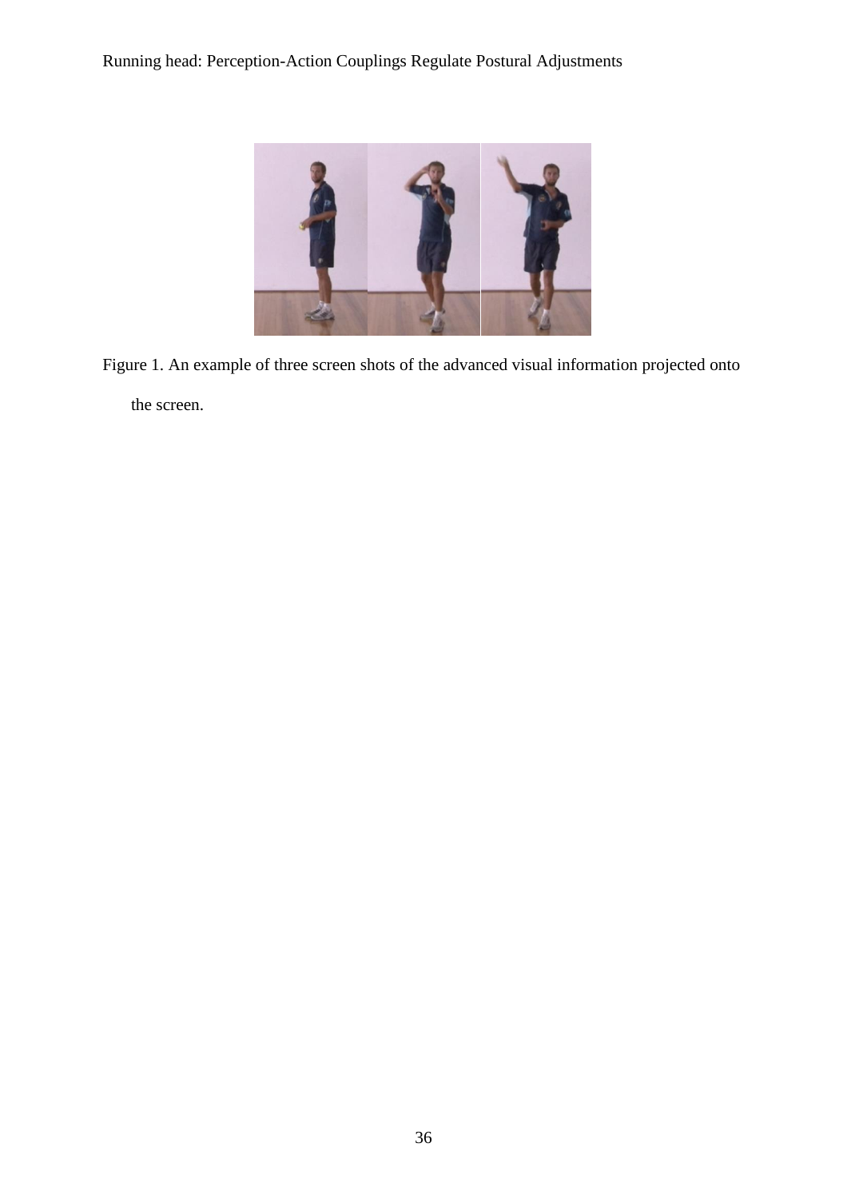Figure 1. An example of three screen shots of the advanced visual information projected onto the screen.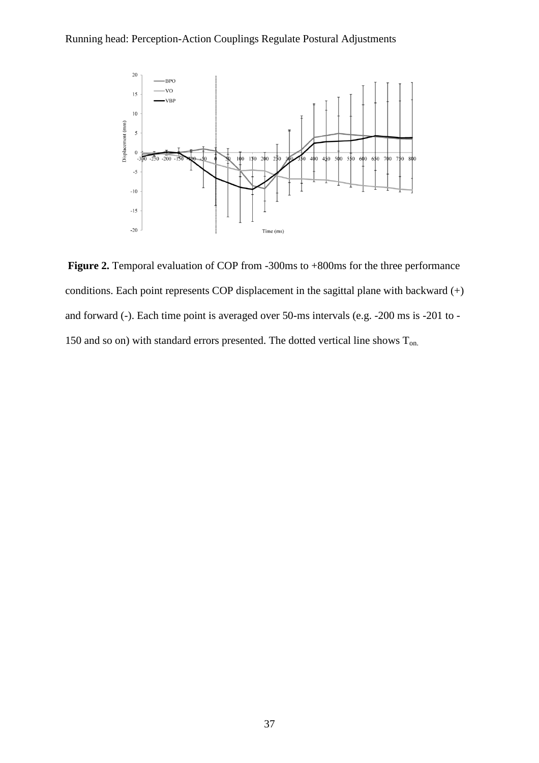**Figure 2.** Temporal evaluation of COP from -300ms to +800ms for the three performance conditions. Each point represents COP displacement in the sagittal plane with backward (+) and forward (-). Each time point is averaged over 50-ms intervals (e.g. -200 ms is -201 to -150 and so on) with standard errors presented. The dotted vertical line shows $T_{on.}$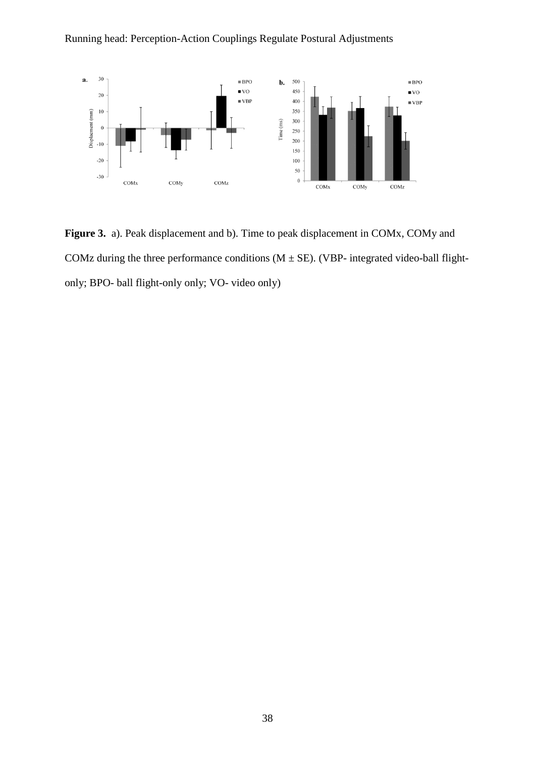**Figure 3.** a). Peak displacement and b). Time to peak displacement in COMx, COMy and COMz during the three performance conditions (M ± SE). (VBP- integrated video-ball flight-only; BPO- ball flight-only only; VO- video only)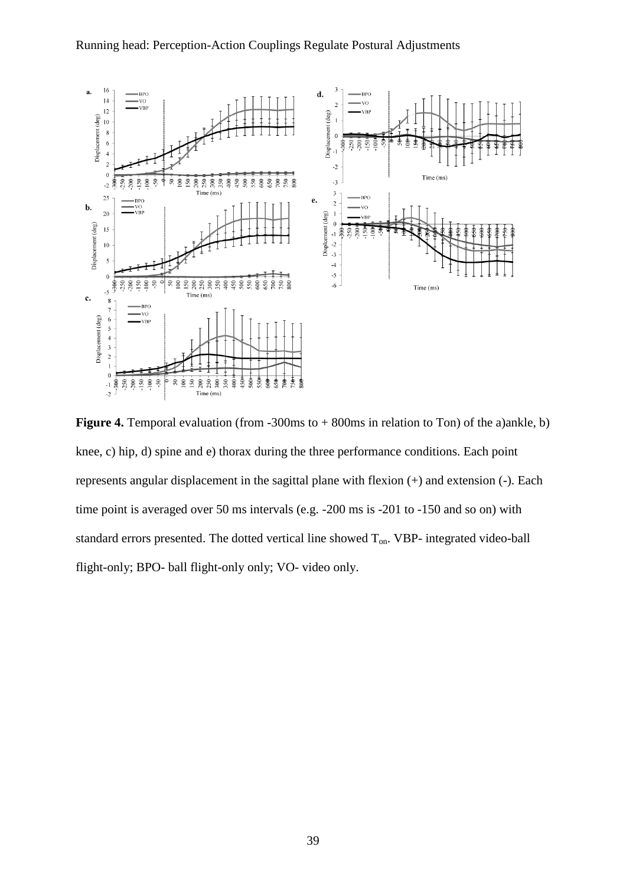**Figure 4.** Temporal evaluation (from -300ms to + 800ms in relation to Ton) of the a)ankle, b) knee, c) hip, d) spine and e) thorax during the three performance conditions. Each point represents angular displacement in the sagittal plane with flexion (+) and extension (-). Each time point is averaged over 50 ms intervals (e.g. -200 ms is -201 to -150 and so on) with standard errors presented. The dotted vertical line showed $T_{on}$. VBP- integrated video-ball flight-only; BPO- ball flight-only only; VO- video only.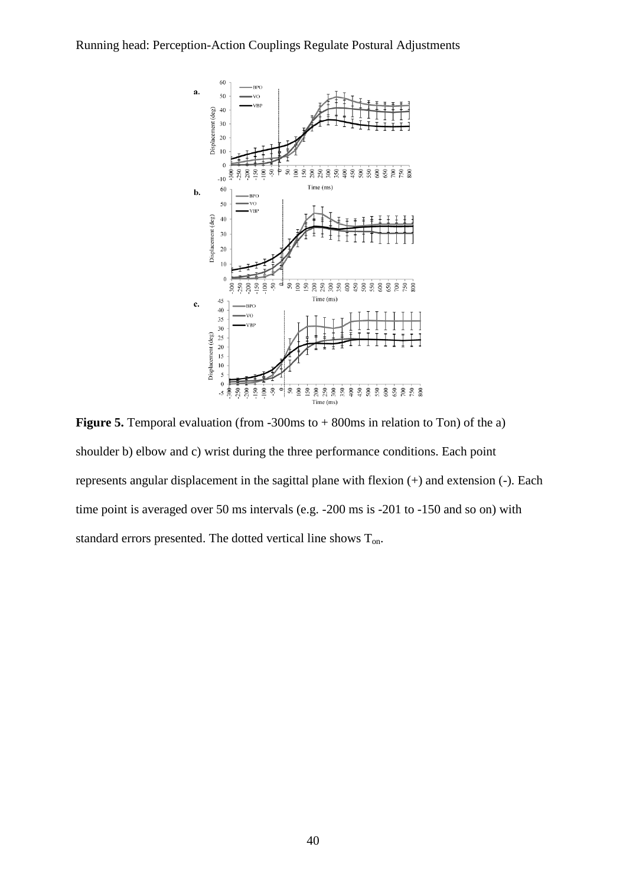a.

BPO
VO
VBP

Displacement (deg)

60
50
40
30
20
10
0
-10

-300 -250 -200 -150 -100 -50 0 50 100 150 200 250 300 350 400 450 500 550 600 650 700 750 800

Time (ms)

b.

BPO
VO
VBP

Displacement (deg)

60
50
40
30
20
10
0

-300 -250 -200 -150 -100 -50 0 50 100 150 200 250 300 350 400 450 500 550 600 650 700 750 800

Time (ms)

c.

BPO
VO
VBP

Displacement (deg)

45
40
35
30
25
20
15
10
5
0
-5

-300 -250 -200 -150 -100 -50 0 50 100 150 200 250 300 350 400 450 500 550 600 650 700 750 800

Time (ms)

**Figure 5.** Temporal evaluation (from -300ms to + 800ms in relation to Ton) of the a) shoulder b) elbow and c) wrist during the three performance conditions. Each point represents angular displacement in the sagittal plane with flexion (+) and extension (-). Each time point is averaged over 50 ms intervals (e.g. -200 ms is -201 to -150 and so on) with standard errors presented. The dotted vertical line shows $T_{on}$.